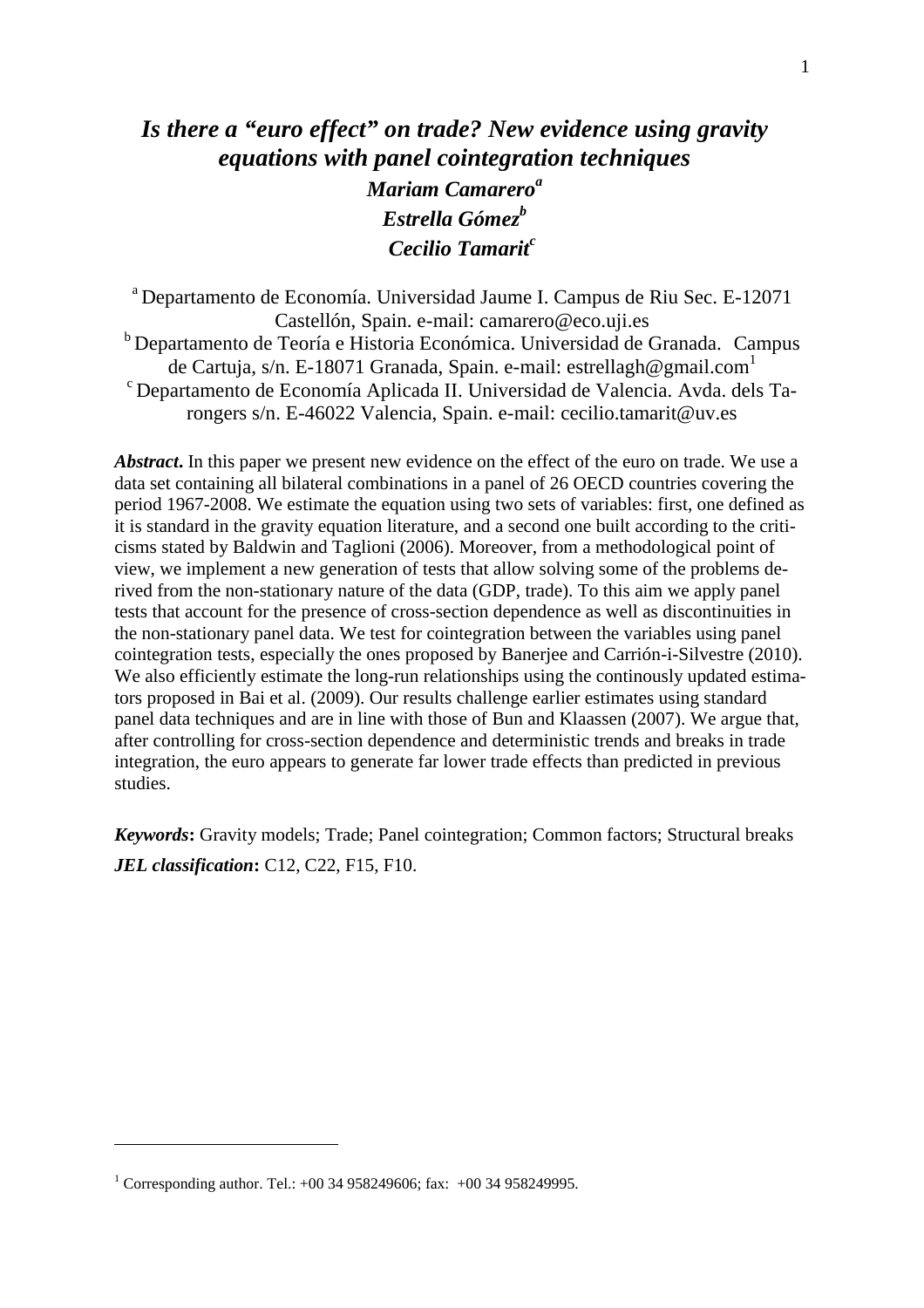# *Is there a "euro effect" on trade? New evidence using gravity equations with panel cointegration techniques*

***Mariam Camarero*** [a]

***Estrella Gómez*** [b]

***Cecilio Tamarit*** [c]

[a] Departamento de Economía. Universidad Jaume I. Campus de Riu Sec. E-12071 Castellón, Spain. e-mail: camarero@eco.uji.es

[b] Departamento de Teoría e Historia Económica. Universidad de Granada. Campus de Cartuja, s/n. E-18071 Granada, Spain. e-mail: estrellagh@gmail.com[1]

[c] Departamento de Economía Aplicada II. Universidad de Valencia. Avda. dels Tarongers s/n. E-46022 Valencia, Spain. e-mail: cecilio.tamarit@uv.es

***Abstract*****.** In this paper we present new evidence on the effect of the euro on trade. We use a data set containing all bilateral combinations in a panel of 26 OECD countries covering the period 1967-2008. We estimate the equation using two sets of variables: first, one defined as it is standard in the gravity equation literature, and a second one built according to the criticisms stated by Baldwin and Taglioni (2006). Moreover, from a methodological point of view, we implement a new generation of tests that allow solving some of the problems derived from the non-stationary nature of the data (GDP, trade). To this aim we apply panel tests that account for the presence of cross-section dependence as well as discontinuities in the non-stationary panel data. We test for cointegration between the variables using panel cointegration tests, especially the ones proposed by Banerjee and Carrión-i-Silvestre (2010). We also efficiently estimate the long-run relationships using the continously updated estimators proposed in Bai et al. (2009). Our results challenge earlier estimates using standard panel data techniques and are in line with those of Bun and Klaassen (2007). We argue that, after controlling for cross-section dependence and deterministic trends and breaks in trade integration, the euro appears to generate far lower trade effects than predicted in previous studies.

***Keywords*****:** Gravity models; Trade; Panel cointegration; Common factors; Structural breaks

***JEL classification*****:** C12, C22, F15, F10.

---

[1] Corresponding author. Tel.: +00 34 958249606; fax: +00 34 958249995.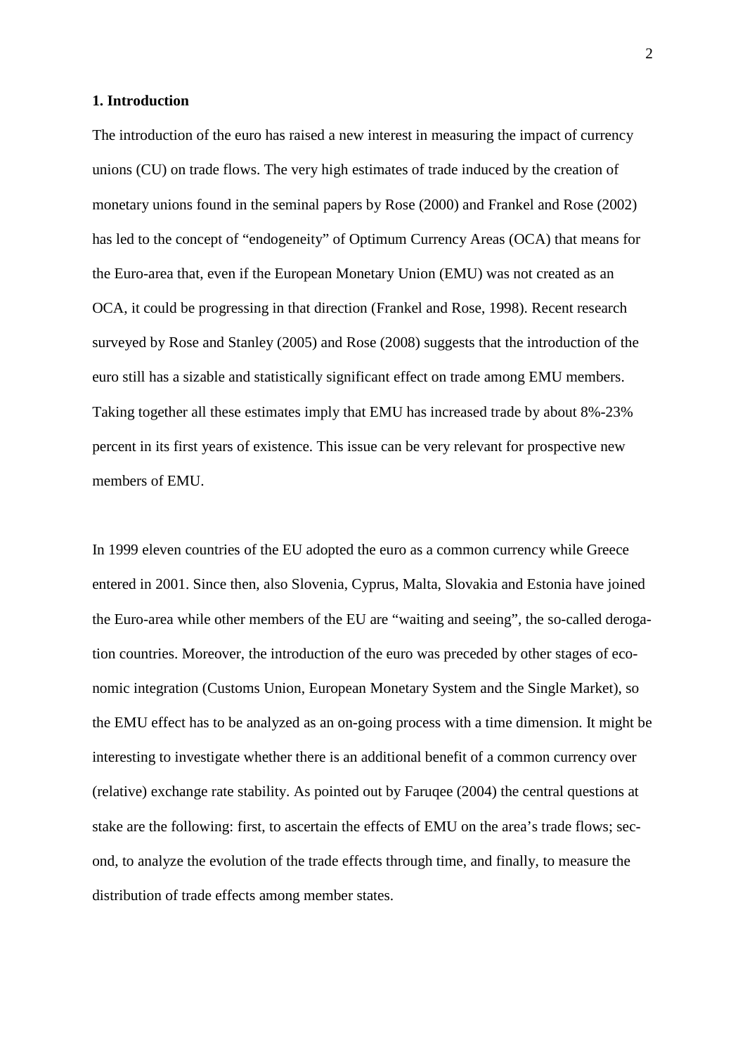## 1. Introduction

The introduction of the euro has raised a new interest in measuring the impact of currency unions (CU) on trade flows. The very high estimates of trade induced by the creation of monetary unions found in the seminal papers by Rose (2000) and Frankel and Rose (2002) has led to the concept of "endogeneity" of Optimum Currency Areas (OCA) that means for the Euro-area that, even if the European Monetary Union (EMU) was not created as an OCA, it could be progressing in that direction (Frankel and Rose, 1998). Recent research surveyed by Rose and Stanley (2005) and Rose (2008) suggests that the introduction of the euro still has a sizable and statistically significant effect on trade among EMU members. Taking together all these estimates imply that EMU has increased trade by about 8%-23% percent in its first years of existence. This issue can be very relevant for prospective new members of EMU.

In 1999 eleven countries of the EU adopted the euro as a common currency while Greece entered in 2001. Since then, also Slovenia, Cyprus, Malta, Slovakia and Estonia have joined the Euro-area while other members of the EU are "waiting and seeing", the so-called derogation countries. Moreover, the introduction of the euro was preceded by other stages of economic integration (Customs Union, European Monetary System and the Single Market), so the EMU effect has to be analyzed as an on-going process with a time dimension. It might be interesting to investigate whether there is an additional benefit of a common currency over (relative) exchange rate stability. As pointed out by Faruqee (2004) the central questions at stake are the following: first, to ascertain the effects of EMU on the area's trade flows; second, to analyze the evolution of the trade effects through time, and finally, to measure the distribution of trade effects among member states.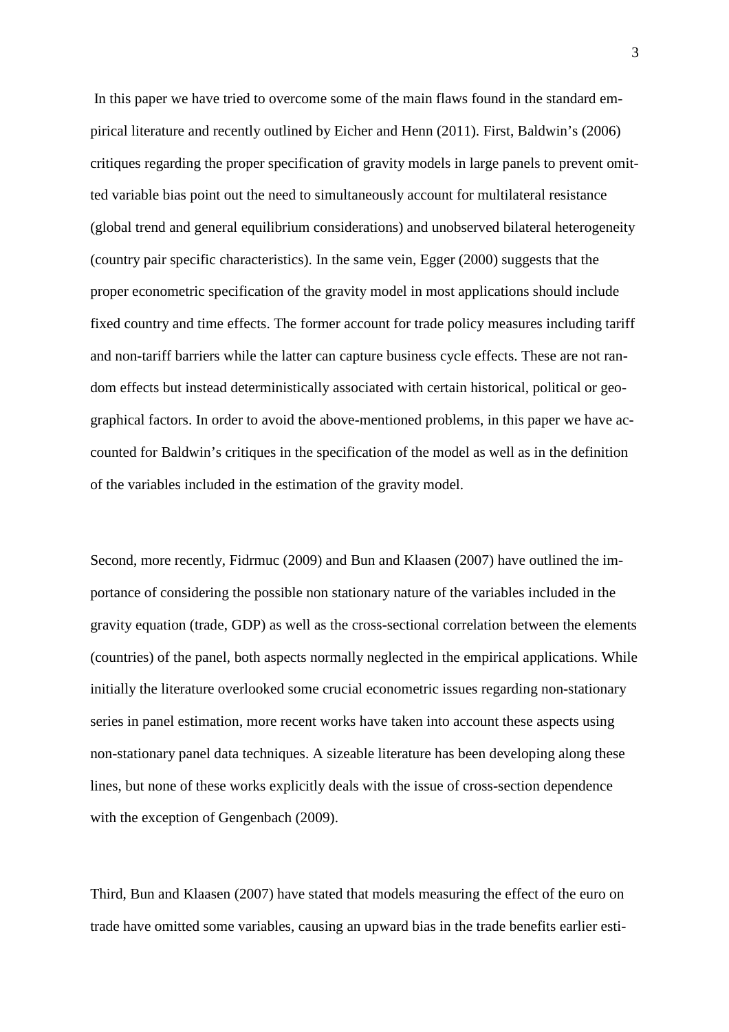In this paper we have tried to overcome some of the main flaws found in the standard empirical literature and recently outlined by Eicher and Henn (2011). First, Baldwin's (2006) critiques regarding the proper specification of gravity models in large panels to prevent omitted variable bias point out the need to simultaneously account for multilateral resistance (global trend and general equilibrium considerations) and unobserved bilateral heterogeneity (country pair specific characteristics). In the same vein, Egger (2000) suggests that the proper econometric specification of the gravity model in most applications should include fixed country and time effects. The former account for trade policy measures including tariff and non-tariff barriers while the latter can capture business cycle effects. These are not random effects but instead deterministically associated with certain historical, political or geographical factors. In order to avoid the above-mentioned problems, in this paper we have accounted for Baldwin's critiques in the specification of the model as well as in the definition of the variables included in the estimation of the gravity model.

Second, more recently, Fidrmuc (2009) and Bun and Klaasen (2007) have outlined the importance of considering the possible non stationary nature of the variables included in the gravity equation (trade, GDP) as well as the cross-sectional correlation between the elements (countries) of the panel, both aspects normally neglected in the empirical applications. While initially the literature overlooked some crucial econometric issues regarding non-stationary series in panel estimation, more recent works have taken into account these aspects using non-stationary panel data techniques. A sizeable literature has been developing along these lines, but none of these works explicitly deals with the issue of cross-section dependence with the exception of Gengenbach (2009).

Third, Bun and Klaasen (2007) have stated that models measuring the effect of the euro on trade have omitted some variables, causing an upward bias in the trade benefits earlier esti-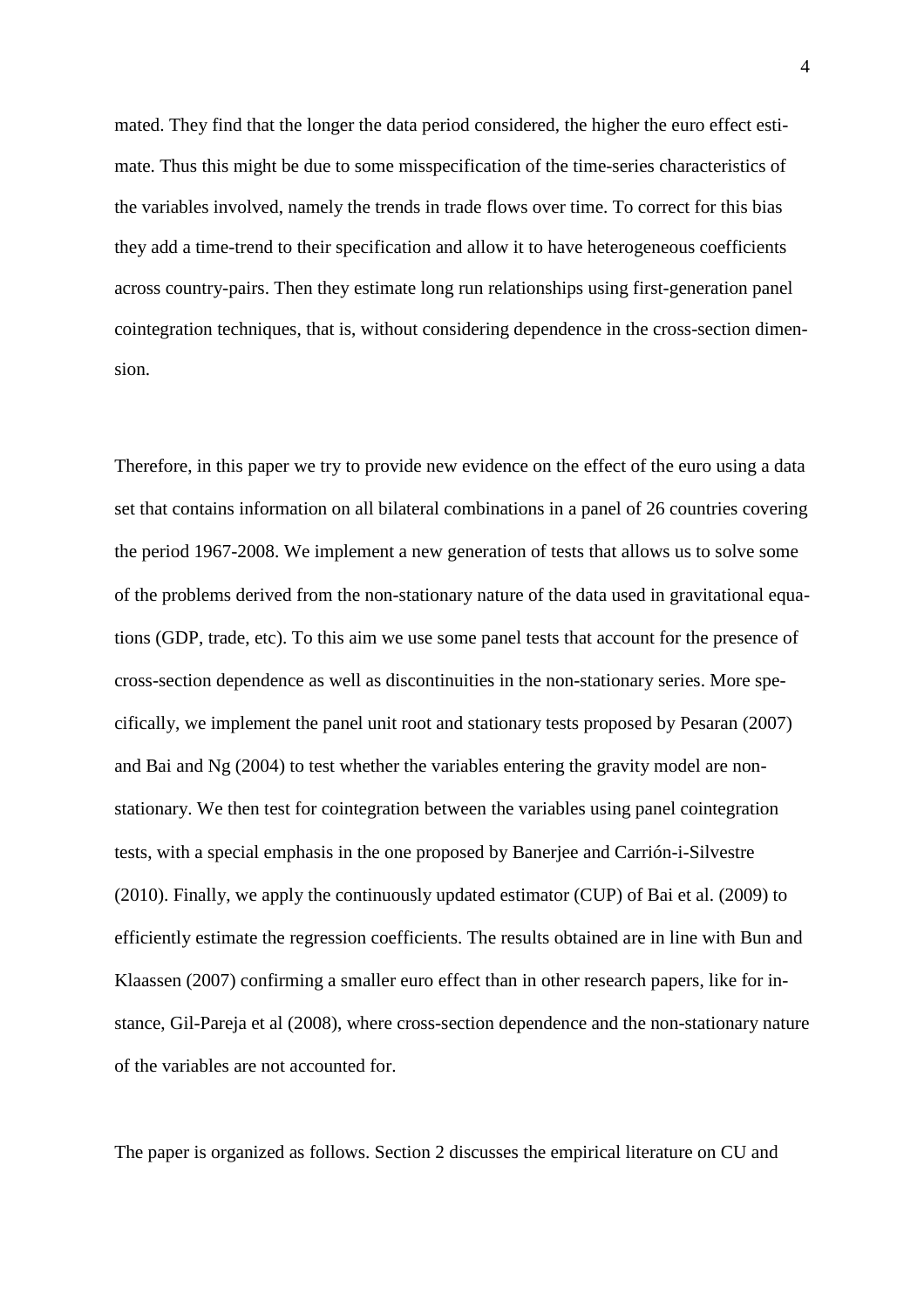mated. They find that the longer the data period considered, the higher the euro effect estimate. Thus this might be due to some misspecification of the time-series characteristics of the variables involved, namely the trends in trade flows over time. To correct for this bias they add a time-trend to their specification and allow it to have heterogeneous coefficients across country-pairs. Then they estimate long run relationships using first-generation panel cointegration techniques, that is, without considering dependence in the cross-section dimension.

Therefore, in this paper we try to provide new evidence on the effect of the euro using a data set that contains information on all bilateral combinations in a panel of 26 countries covering the period 1967-2008. We implement a new generation of tests that allows us to solve some of the problems derived from the non-stationary nature of the data used in gravitational equations (GDP, trade, etc). To this aim we use some panel tests that account for the presence of cross-section dependence as well as discontinuities in the non-stationary series. More specifically, we implement the panel unit root and stationary tests proposed by Pesaran (2007) and Bai and Ng (2004) to test whether the variables entering the gravity model are non-stationary. We then test for cointegration between the variables using panel cointegration tests, with a special emphasis in the one proposed by Banerjee and Carrión-i-Silvestre (2010). Finally, we apply the continuously updated estimator (CUP) of Bai et al. (2009) to efficiently estimate the regression coefficients. The results obtained are in line with Bun and Klaassen (2007) confirming a smaller euro effect than in other research papers, like for instance, Gil-Pareja et al (2008), where cross-section dependence and the non-stationary nature of the variables are not accounted for.

The paper is organized as follows. Section 2 discusses the empirical literature on CU and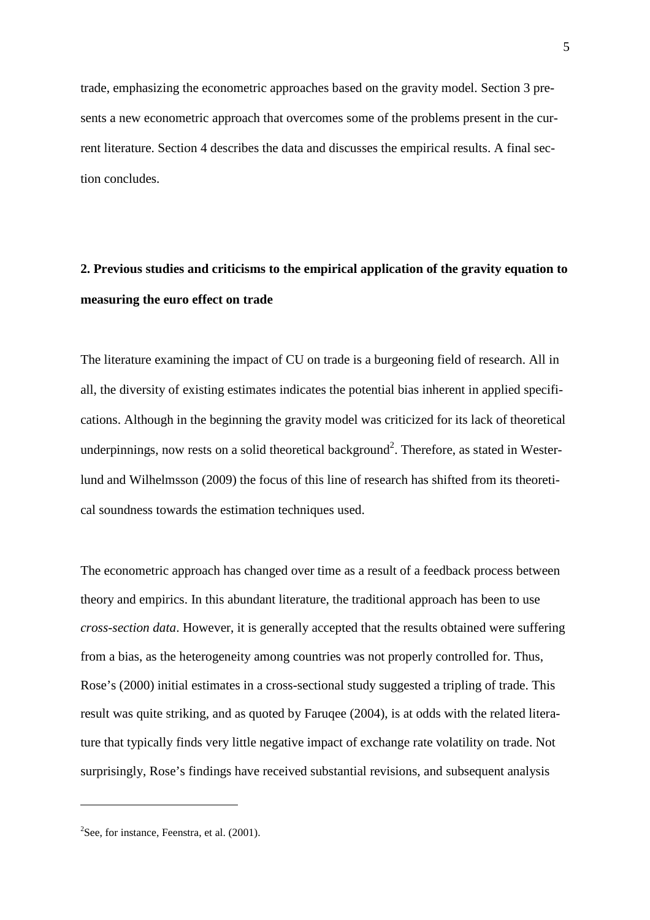trade, emphasizing the econometric approaches based on the gravity model. Section 3 presents a new econometric approach that overcomes some of the problems present in the current literature. Section 4 describes the data and discusses the empirical results. A final section concludes.

## 2. Previous studies and criticisms to the empirical application of the gravity equation to measuring the euro effect on trade

The literature examining the impact of CU on trade is a burgeoning field of research. All in all, the diversity of existing estimates indicates the potential bias inherent in applied specifications. Although in the beginning the gravity model was criticized for its lack of theoretical underpinnings, now rests on a solid theoretical background[2]. Therefore, as stated in Westerlund and Wilhelmsson (2009) the focus of this line of research has shifted from its theoretical soundness towards the estimation techniques used.

The econometric approach has changed over time as a result of a feedback process between theory and empirics. In this abundant literature, the traditional approach has been to use *cross-section data*. However, it is generally accepted that the results obtained were suffering from a bias, as the heterogeneity among countries was not properly controlled for. Thus, Rose's (2000) initial estimates in a cross-sectional study suggested a tripling of trade. This result was quite striking, and as quoted by Faruqee (2004), is at odds with the related literature that typically finds very little negative impact of exchange rate volatility on trade. Not surprisingly, Rose's findings have received substantial revisions, and subsequent analysis

[2]See, for instance, Feenstra, et al. (2001).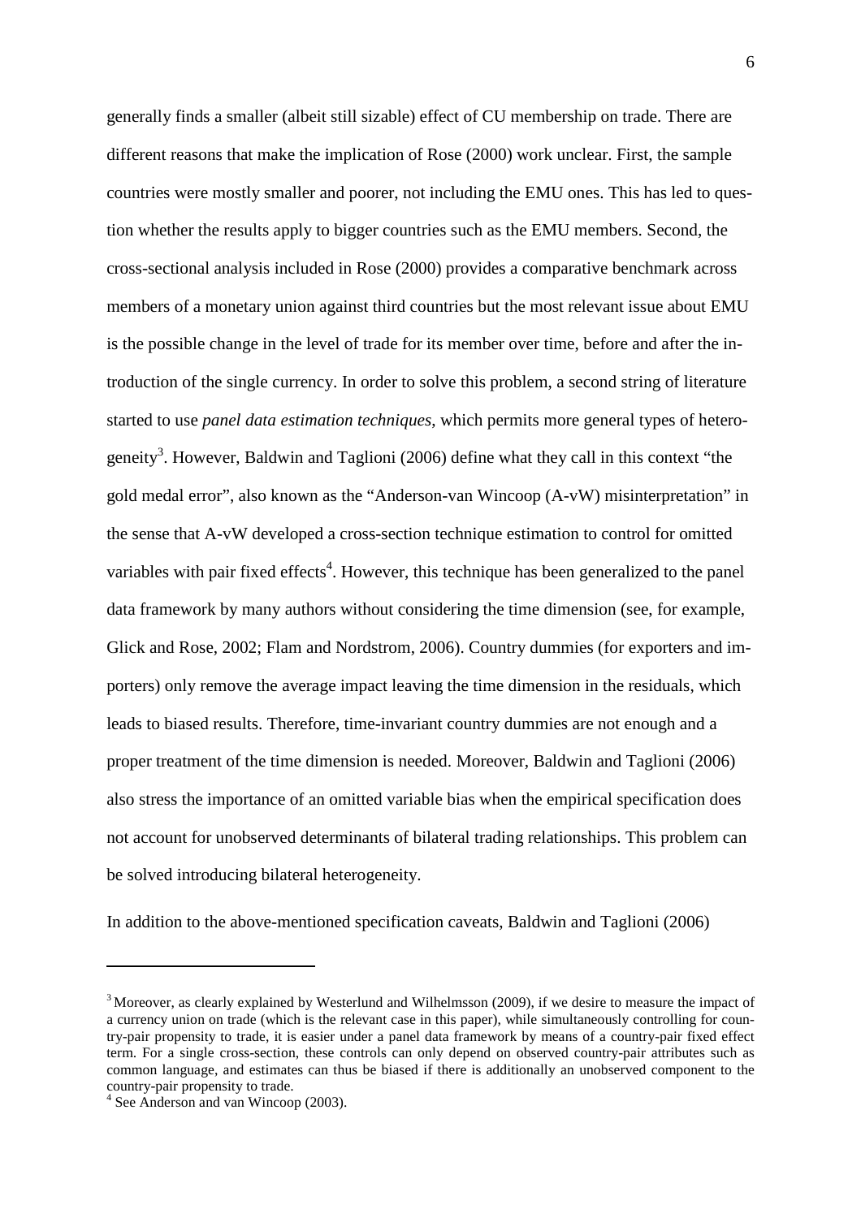generally finds a smaller (albeit still sizable) effect of CU membership on trade. There are different reasons that make the implication of Rose (2000) work unclear. First, the sample countries were mostly smaller and poorer, not including the EMU ones. This has led to question whether the results apply to bigger countries such as the EMU members. Second, the cross-sectional analysis included in Rose (2000) provides a comparative benchmark across members of a monetary union against third countries but the most relevant issue about EMU is the possible change in the level of trade for its member over time, before and after the introduction of the single currency. In order to solve this problem, a second string of literature started to use *panel data estimation techniques*, which permits more general types of heterogeneity[3]. However, Baldwin and Taglioni (2006) define what they call in this context "the gold medal error", also known as the "Anderson-van Wincoop (A-vW) misinterpretation" in the sense that A-vW developed a cross-section technique estimation to control for omitted variables with pair fixed effects[4]. However, this technique has been generalized to the panel data framework by many authors without considering the time dimension (see, for example, Glick and Rose, 2002; Flam and Nordstrom, 2006). Country dummies (for exporters and importers) only remove the average impact leaving the time dimension in the residuals, which leads to biased results. Therefore, time-invariant country dummies are not enough and a proper treatment of the time dimension is needed. Moreover, Baldwin and Taglioni (2006) also stress the importance of an omitted variable bias when the empirical specification does not account for unobserved determinants of bilateral trading relationships. This problem can be solved introducing bilateral heterogeneity.

In addition to the above-mentioned specification caveats, Baldwin and Taglioni (2006)

---

[3] Moreover, as clearly explained by Westerlund and Wilhelmsson (2009), if we desire to measure the impact of a currency union on trade (which is the relevant case in this paper), while simultaneously controlling for country-pair propensity to trade, it is easier under a panel data framework by means of a country-pair fixed effect term. For a single cross-section, these controls can only depend on observed country-pair attributes such as common language, and estimates can thus be biased if there is additionally an unobserved component to the country-pair propensity to trade.

[4] See Anderson and van Wincoop (2003).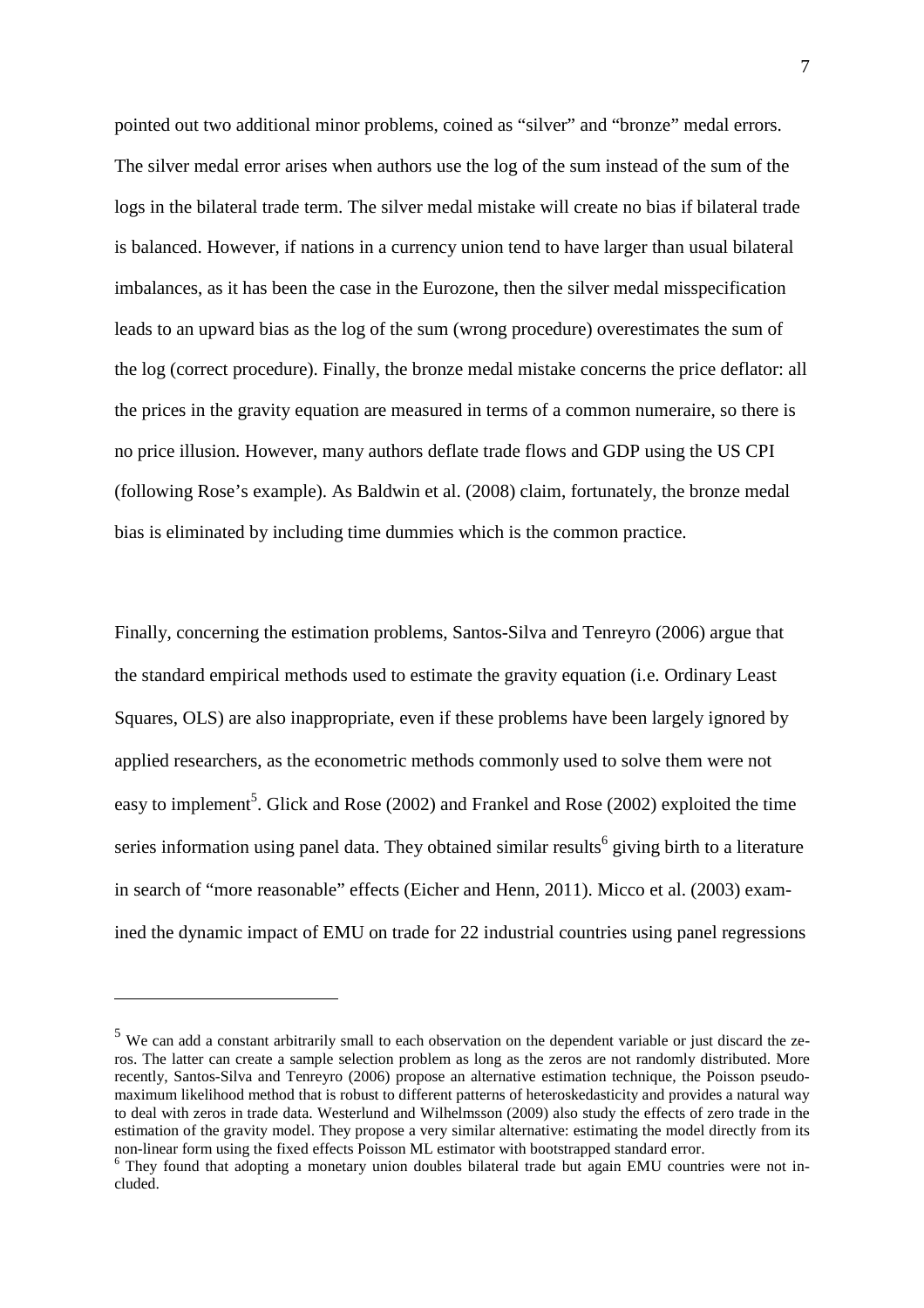pointed out two additional minor problems, coined as "silver" and "bronze" medal errors. The silver medal error arises when authors use the log of the sum instead of the sum of the logs in the bilateral trade term. The silver medal mistake will create no bias if bilateral trade is balanced. However, if nations in a currency union tend to have larger than usual bilateral imbalances, as it has been the case in the Eurozone, then the silver medal misspecification leads to an upward bias as the log of the sum (wrong procedure) overestimates the sum of the log (correct procedure). Finally, the bronze medal mistake concerns the price deflator: all the prices in the gravity equation are measured in terms of a common numeraire, so there is no price illusion. However, many authors deflate trade flows and GDP using the US CPI (following Rose's example). As Baldwin et al. (2008) claim, fortunately, the bronze medal bias is eliminated by including time dummies which is the common practice.

Finally, concerning the estimation problems, Santos-Silva and Tenreyro (2006) argue that the standard empirical methods used to estimate the gravity equation (i.e. Ordinary Least Squares, OLS) are also inappropriate, even if these problems have been largely ignored by applied researchers, as the econometric methods commonly used to solve them were not easy to implement[5]. Glick and Rose (2002) and Frankel and Rose (2002) exploited the time series information using panel data. They obtained similar results[6] giving birth to a literature in search of "more reasonable" effects (Eicher and Henn, 2011). Micco et al. (2003) examined the dynamic impact of EMU on trade for 22 industrial countries using panel regressions

[5] We can add a constant arbitrarily small to each observation on the dependent variable or just discard the zeros. The latter can create a sample selection problem as long as the zeros are not randomly distributed. More recently, Santos-Silva and Tenreyro (2006) propose an alternative estimation technique, the Poisson pseudo-maximum likelihood method that is robust to different patterns of heteroskedasticity and provides a natural way to deal with zeros in trade data. Westerlund and Wilhelmsson (2009) also study the effects of zero trade in the estimation of the gravity model. They propose a very similar alternative: estimating the model directly from its non-linear form using the fixed effects Poisson ML estimator with bootstrapped standard error.

[6] They found that adopting a monetary union doubles bilateral trade but again EMU countries were not included.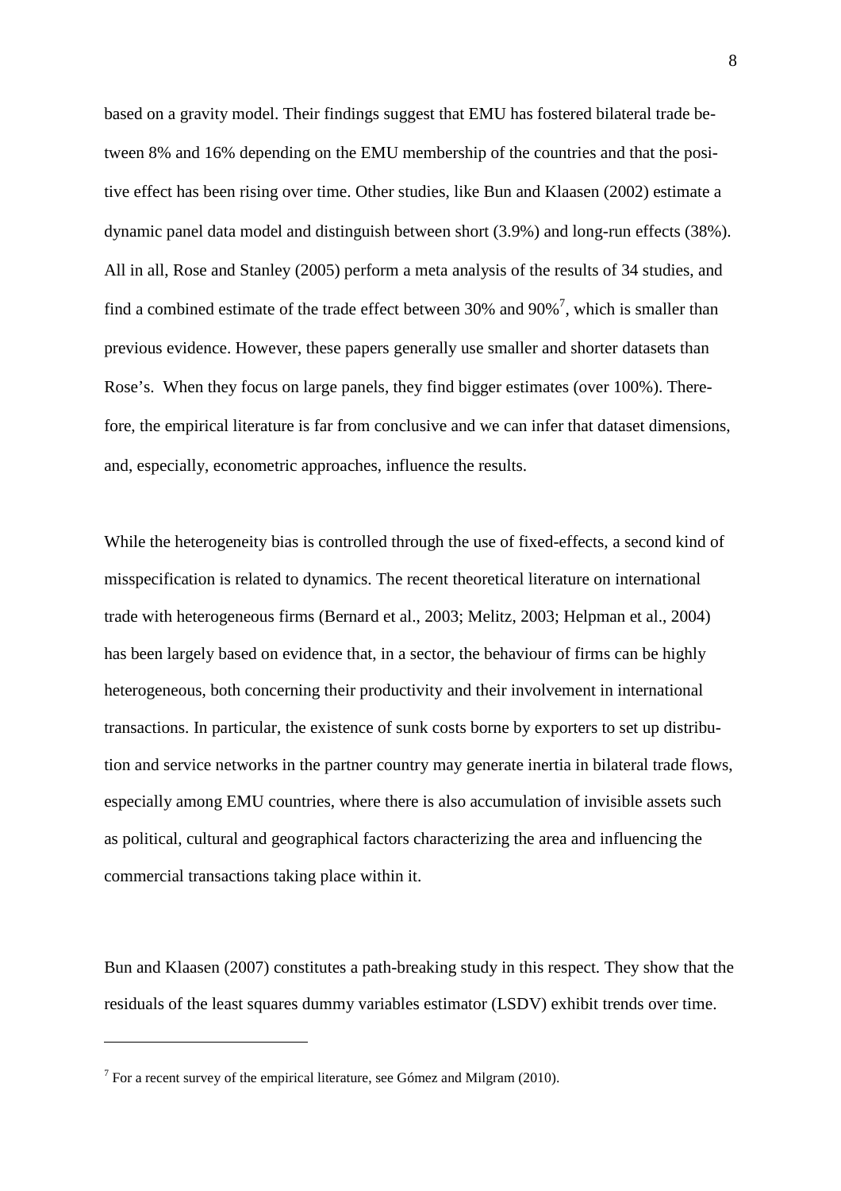based on a gravity model. Their findings suggest that EMU has fostered bilateral trade between 8% and 16% depending on the EMU membership of the countries and that the positive effect has been rising over time. Other studies, like Bun and Klaasen (2002) estimate a dynamic panel data model and distinguish between short (3.9%) and long-run effects (38%). All in all, Rose and Stanley (2005) perform a meta analysis of the results of 34 studies, and find a combined estimate of the trade effect between 30% and 90%[7], which is smaller than previous evidence. However, these papers generally use smaller and shorter datasets than Rose's. When they focus on large panels, they find bigger estimates (over 100%). Therefore, the empirical literature is far from conclusive and we can infer that dataset dimensions, and, especially, econometric approaches, influence the results.

While the heterogeneity bias is controlled through the use of fixed-effects, a second kind of misspecification is related to dynamics. The recent theoretical literature on international trade with heterogeneous firms (Bernard et al., 2003; Melitz, 2003; Helpman et al., 2004) has been largely based on evidence that, in a sector, the behaviour of firms can be highly heterogeneous, both concerning their productivity and their involvement in international transactions. In particular, the existence of sunk costs borne by exporters to set up distribution and service networks in the partner country may generate inertia in bilateral trade flows, especially among EMU countries, where there is also accumulation of invisible assets such as political, cultural and geographical factors characterizing the area and influencing the commercial transactions taking place within it.

Bun and Klaasen (2007) constitutes a path-breaking study in this respect. They show that the residuals of the least squares dummy variables estimator (LSDV) exhibit trends over time.

[7] For a recent survey of the empirical literature, see Gómez and Milgram (2010).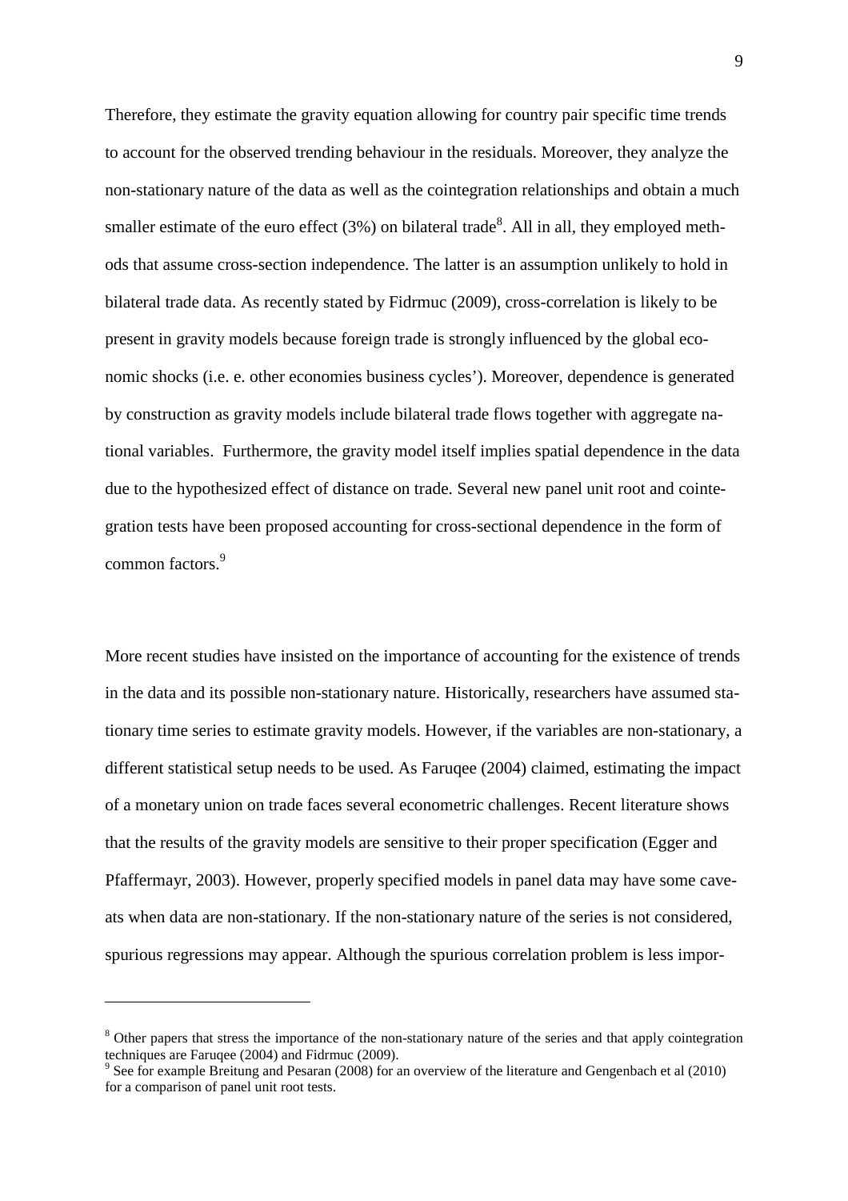Therefore, they estimate the gravity equation allowing for country pair specific time trends to account for the observed trending behaviour in the residuals. Moreover, they analyze the non-stationary nature of the data as well as the cointegration relationships and obtain a much smaller estimate of the euro effect (3%) on bilateral trade[8]. All in all, they employed methods that assume cross-section independence. The latter is an assumption unlikely to hold in bilateral trade data. As recently stated by Fidrmuc (2009), cross-correlation is likely to be present in gravity models because foreign trade is strongly influenced by the global economic shocks (i.e. e. other economies business cycles'). Moreover, dependence is generated by construction as gravity models include bilateral trade flows together with aggregate national variables. Furthermore, the gravity model itself implies spatial dependence in the data due to the hypothesized effect of distance on trade. Several new panel unit root and cointegration tests have been proposed accounting for cross-sectional dependence in the form of common factors.[9]

More recent studies have insisted on the importance of accounting for the existence of trends in the data and its possible non-stationary nature. Historically, researchers have assumed stationary time series to estimate gravity models. However, if the variables are non-stationary, a different statistical setup needs to be used. As Faruqee (2004) claimed, estimating the impact of a monetary union on trade faces several econometric challenges. Recent literature shows that the results of the gravity models are sensitive to their proper specification (Egger and Pfaffermayr, 2003). However, properly specified models in panel data may have some caveats when data are non-stationary. If the non-stationary nature of the series is not considered, spurious regressions may appear. Although the spurious correlation problem is less impor-

---

[8] Other papers that stress the importance of the non-stationary nature of the series and that apply cointegration techniques are Faruqee (2004) and Fidrmuc (2009).

[9] See for example Breitung and Pesaran (2008) for an overview of the literature and Gengenbach et al (2010) for a comparison of panel unit root tests.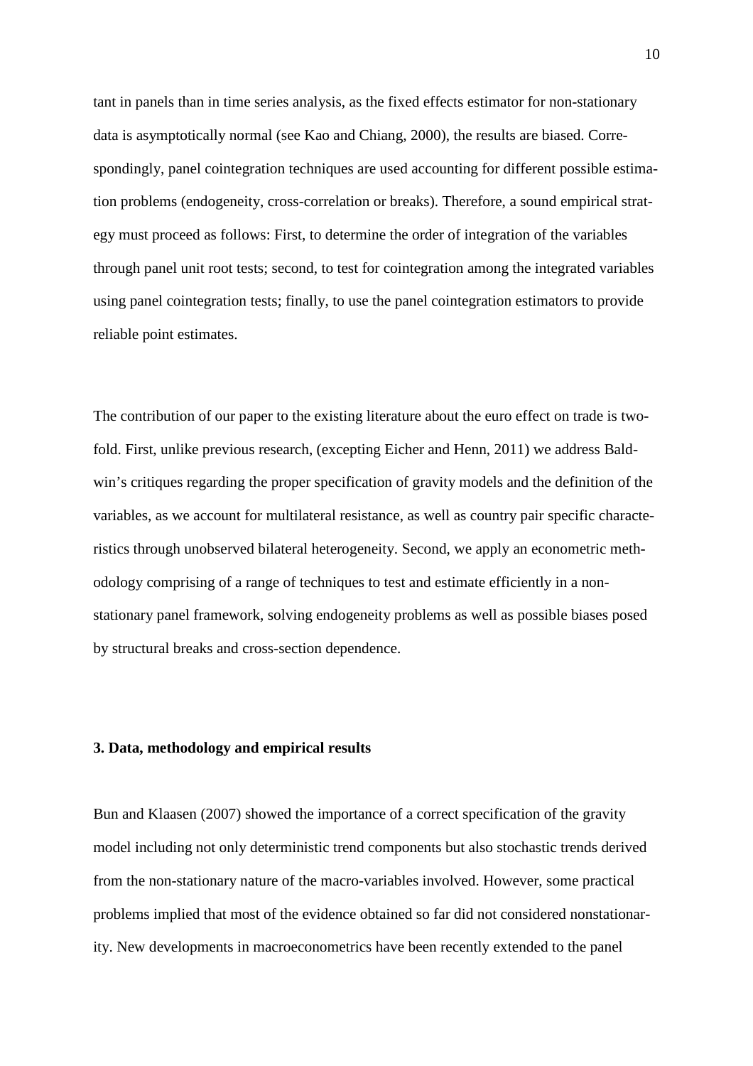tant in panels than in time series analysis, as the fixed effects estimator for non-stationary data is asymptotically normal (see Kao and Chiang, 2000), the results are biased. Correspondingly, panel cointegration techniques are used accounting for different possible estimation problems (endogeneity, cross-correlation or breaks). Therefore, a sound empirical strategy must proceed as follows: First, to determine the order of integration of the variables through panel unit root tests; second, to test for cointegration among the integrated variables using panel cointegration tests; finally, to use the panel cointegration estimators to provide reliable point estimates.

The contribution of our paper to the existing literature about the euro effect on trade is twofold. First, unlike previous research, (excepting Eicher and Henn, 2011) we address Baldwin's critiques regarding the proper specification of gravity models and the definition of the variables, as we account for multilateral resistance, as well as country pair specific characteristics through unobserved bilateral heterogeneity. Second, we apply an econometric methodology comprising of a range of techniques to test and estimate efficiently in a non-stationary panel framework, solving endogeneity problems as well as possible biases posed by structural breaks and cross-section dependence.

## 3. Data, methodology and empirical results

Bun and Klaasen (2007) showed the importance of a correct specification of the gravity model including not only deterministic trend components but also stochastic trends derived from the non-stationary nature of the macro-variables involved. However, some practical problems implied that most of the evidence obtained so far did not considered nonstationarity. New developments in macroeconometrics have been recently extended to the panel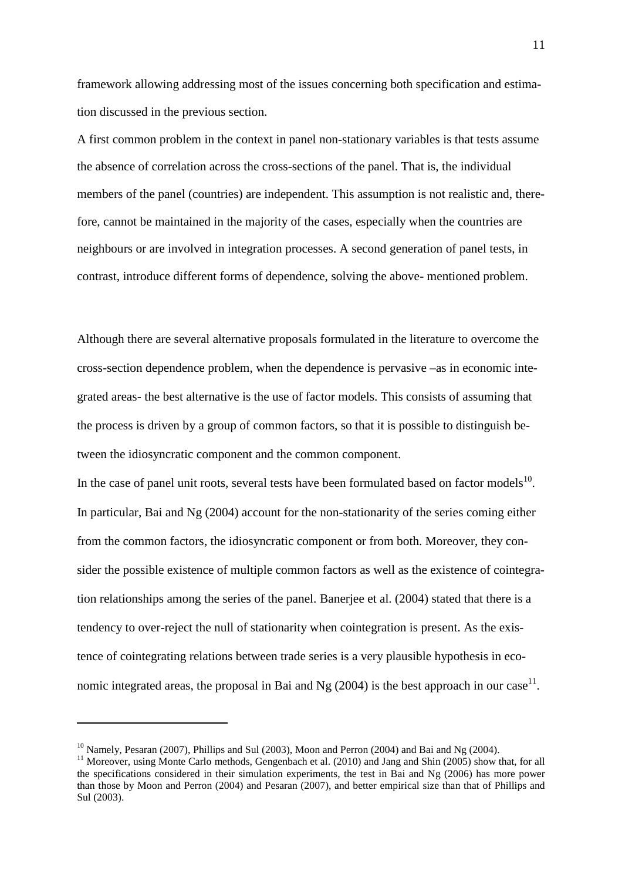framework allowing addressing most of the issues concerning both specification and estimation discussed in the previous section.

A first common problem in the context in panel non-stationary variables is that tests assume the absence of correlation across the cross-sections of the panel. That is, the individual members of the panel (countries) are independent. This assumption is not realistic and, therefore, cannot be maintained in the majority of the cases, especially when the countries are neighbours or are involved in integration processes. A second generation of panel tests, in contrast, introduce different forms of dependence, solving the above- mentioned problem.

Although there are several alternative proposals formulated in the literature to overcome the cross-section dependence problem, when the dependence is pervasive –as in economic integrated areas- the best alternative is the use of factor models. This consists of assuming that the process is driven by a group of common factors, so that it is possible to distinguish between the idiosyncratic component and the common component.

In the case of panel unit roots, several tests have been formulated based on factor models[10]. In particular, Bai and Ng (2004) account for the non-stationarity of the series coming either from the common factors, the idiosyncratic component or from both. Moreover, they consider the possible existence of multiple common factors as well as the existence of cointegration relationships among the series of the panel. Banerjee et al. (2004) stated that there is a tendency to over-reject the null of stationarity when cointegration is present. As the existence of cointegrating relations between trade series is a very plausible hypothesis in economic integrated areas, the proposal in Bai and Ng (2004) is the best approach in our case[11].

---

[10] Namely, Pesaran (2007), Phillips and Sul (2003), Moon and Perron (2004) and Bai and Ng (2004).

[11] Moreover, using Monte Carlo methods, Gengenbach et al. (2010) and Jang and Shin (2005) show that, for all the specifications considered in their simulation experiments, the test in Bai and Ng (2006) has more power than those by Moon and Perron (2004) and Pesaran (2007), and better empirical size than that of Phillips and Sul (2003).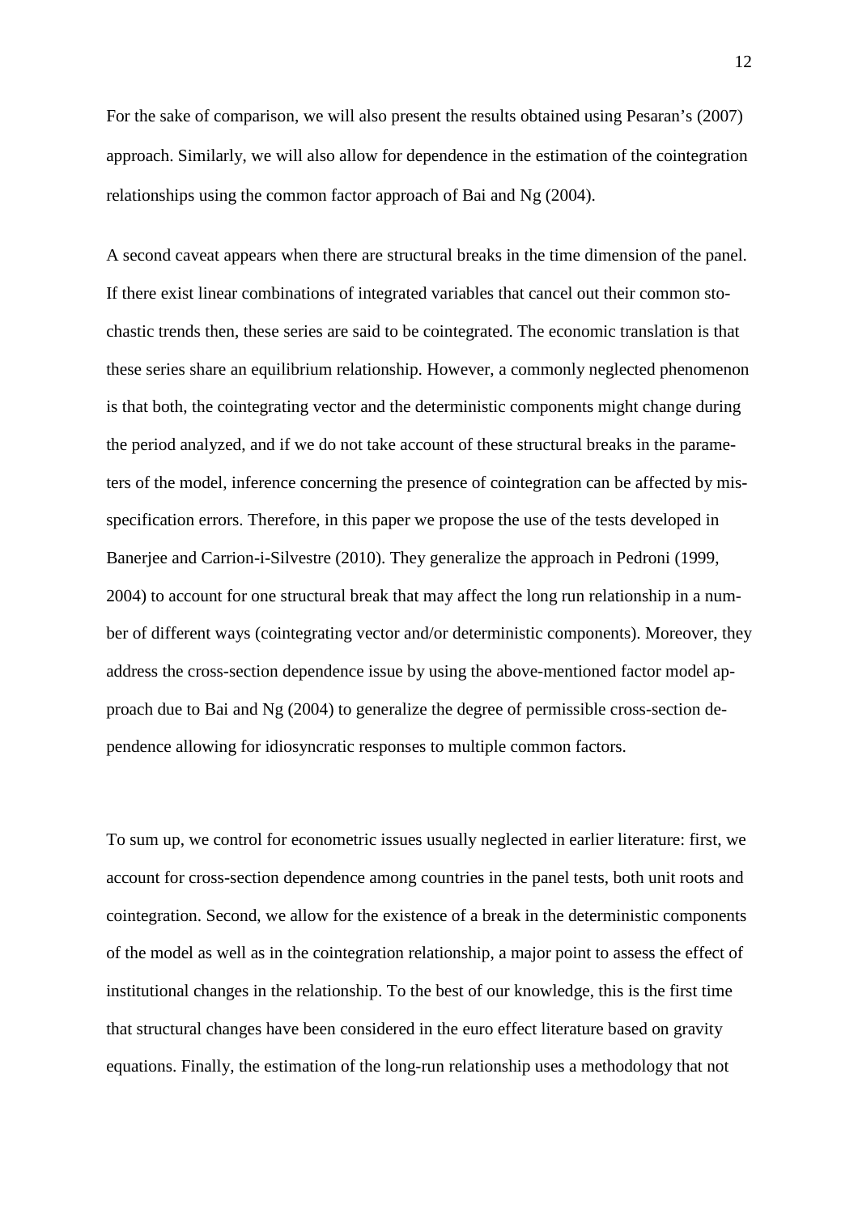For the sake of comparison, we will also present the results obtained using Pesaran's (2007) approach. Similarly, we will also allow for dependence in the estimation of the cointegration relationships using the common factor approach of Bai and Ng (2004).

A second caveat appears when there are structural breaks in the time dimension of the panel. If there exist linear combinations of integrated variables that cancel out their common stochastic trends then, these series are said to be cointegrated. The economic translation is that these series share an equilibrium relationship. However, a commonly neglected phenomenon is that both, the cointegrating vector and the deterministic components might change during the period analyzed, and if we do not take account of these structural breaks in the parameters of the model, inference concerning the presence of cointegration can be affected by misspecification errors. Therefore, in this paper we propose the use of the tests developed in Banerjee and Carrion-i-Silvestre (2010). They generalize the approach in Pedroni (1999, 2004) to account for one structural break that may affect the long run relationship in a number of different ways (cointegrating vector and/or deterministic components). Moreover, they address the cross-section dependence issue by using the above-mentioned factor model approach due to Bai and Ng (2004) to generalize the degree of permissible cross-section dependence allowing for idiosyncratic responses to multiple common factors.

To sum up, we control for econometric issues usually neglected in earlier literature: first, we account for cross-section dependence among countries in the panel tests, both unit roots and cointegration. Second, we allow for the existence of a break in the deterministic components of the model as well as in the cointegration relationship, a major point to assess the effect of institutional changes in the relationship. To the best of our knowledge, this is the first time that structural changes have been considered in the euro effect literature based on gravity equations. Finally, the estimation of the long-run relationship uses a methodology that not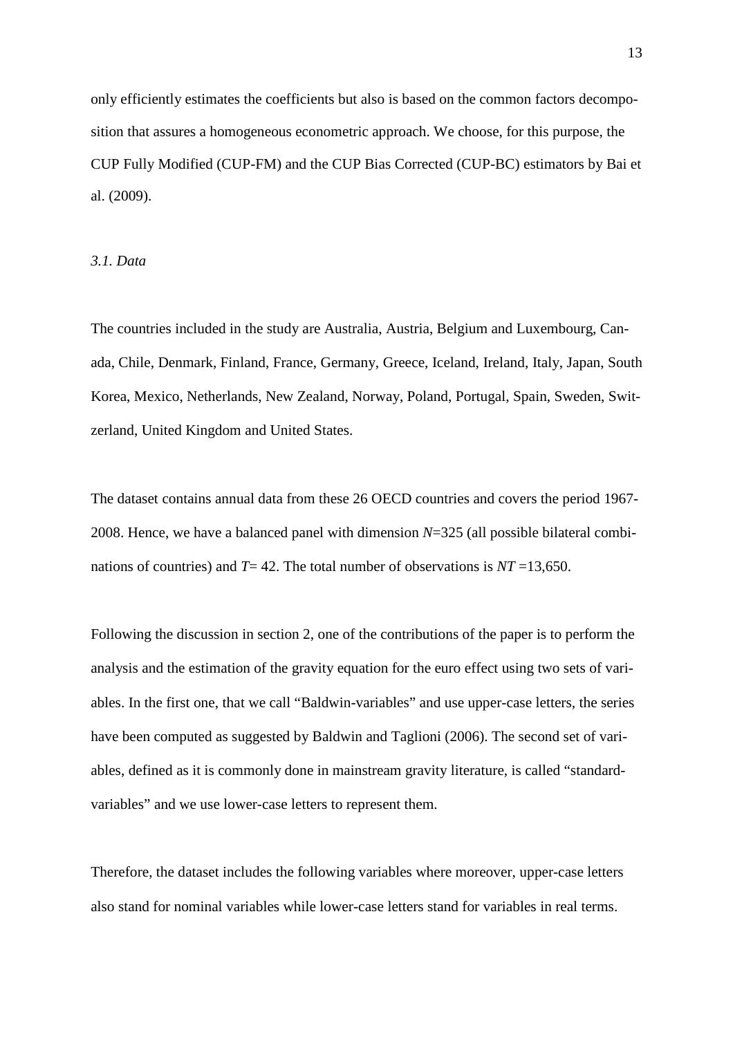only efficiently estimates the coefficients but also is based on the common factors decomposition that assures a homogeneous econometric approach. We choose, for this purpose, the CUP Fully Modified (CUP-FM) and the CUP Bias Corrected (CUP-BC) estimators by Bai et al. (2009).

### *3.1. Data*

The countries included in the study are Australia, Austria, Belgium and Luxembourg, Canada, Chile, Denmark, Finland, France, Germany, Greece, Iceland, Ireland, Italy, Japan, South Korea, Mexico, Netherlands, New Zealand, Norway, Poland, Portugal, Spain, Sweden, Switzerland, United Kingdom and United States.

The dataset contains annual data from these 26 OECD countries and covers the period 1967-2008. Hence, we have a balanced panel with dimension $N$=325 (all possible bilateral combinations of countries) and $T$= 42. The total number of observations is $NT$ =13,650.

Following the discussion in section 2, one of the contributions of the paper is to perform the analysis and the estimation of the gravity equation for the euro effect using two sets of variables. In the first one, that we call "Baldwin-variables" and use upper-case letters, the series have been computed as suggested by Baldwin and Taglioni (2006). The second set of variables, defined as it is commonly done in mainstream gravity literature, is called "standard-variables" and we use lower-case letters to represent them.

Therefore, the dataset includes the following variables where moreover, upper-case letters also stand for nominal variables while lower-case letters stand for variables in real terms.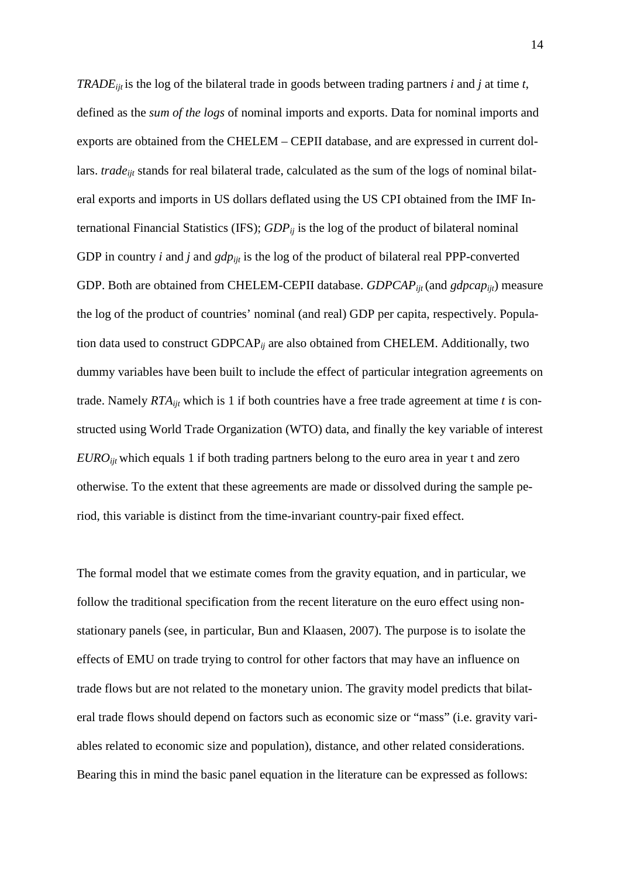$TRADE_{ijt}$ is the log of the bilateral trade in goods between trading partners $i$ and $j$ at time $t$, defined as the *sum of the logs* of nominal imports and exports. Data for nominal imports and exports are obtained from the CHELEM – CEPII database, and are expressed in current dollars. $trade_{ijt}$ stands for real bilateral trade, calculated as the sum of the logs of nominal bilateral exports and imports in US dollars deflated using the US CPI obtained from the IMF International Financial Statistics (IFS); $GDP_{ij}$ is the log of the product of bilateral nominal GDP in country $i$ and $j$ and $gdp_{ijt}$ is the log of the product of bilateral real PPP-converted GDP. Both are obtained from CHELEM-CEPII database. $GDPCAP_{ijt}$ (and $gdpcap_{ijt}$) measure the log of the product of countries' nominal (and real) GDP per capita, respectively. Population data used to construct $GDPCAP_{ij}$ are also obtained from CHELEM. Additionally, two dummy variables have been built to include the effect of particular integration agreements on trade. Namely $RTA_{ijt}$ which is 1 if both countries have a free trade agreement at time $t$ is constructed using World Trade Organization (WTO) data, and finally the key variable of interest $EURO_{ijt}$ which equals 1 if both trading partners belong to the euro area in year t and zero otherwise. To the extent that these agreements are made or dissolved during the sample period, this variable is distinct from the time-invariant country-pair fixed effect.

The formal model that we estimate comes from the gravity equation, and in particular, we follow the traditional specification from the recent literature on the euro effect using non-stationary panels (see, in particular, Bun and Klaasen, 2007). The purpose is to isolate the effects of EMU on trade trying to control for other factors that may have an influence on trade flows but are not related to the monetary union. The gravity model predicts that bilateral trade flows should depend on factors such as economic size or "mass" (i.e. gravity variables related to economic size and population), distance, and other related considerations. Bearing this in mind the basic panel equation in the literature can be expressed as follows: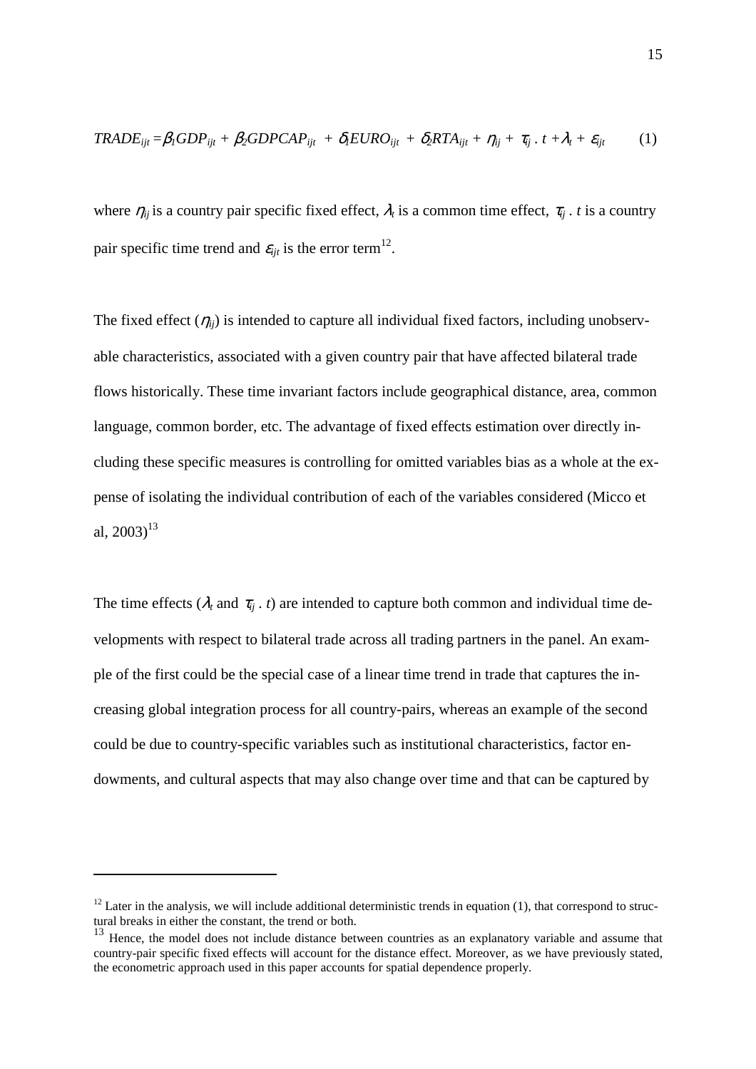$$TRADE_{ijt} = \beta_1 GDP_{ijt} + \beta_2 GDPCAP_{ijt} + \delta_1 EURO_{ijt} + \delta_2 RTA_{ijt} + \eta_{ij} + \tau_{ij} \cdot t + \lambda_t + \varepsilon_{ijt} \qquad (1)$$

where $\eta_{ij}$ is a country pair specific fixed effect, $\lambda_t$ is a common time effect, $\tau_{ij} \cdot t$ is a country pair specific time trend and $\varepsilon_{ijt}$ is the error term[12].

The fixed effect ($\eta_{ij}$) is intended to capture all individual fixed factors, including unobservable characteristics, associated with a given country pair that have affected bilateral trade flows historically. These time invariant factors include geographical distance, area, common language, common border, etc. The advantage of fixed effects estimation over directly including these specific measures is controlling for omitted variables bias as a whole at the expense of isolating the individual contribution of each of the variables considered (Micco et al, 2003)[13]

The time effects ($\lambda_t$ and $\tau_{ij} \cdot t$) are intended to capture both common and individual time developments with respect to bilateral trade across all trading partners in the panel. An example of the first could be the special case of a linear time trend in trade that captures the increasing global integration process for all country-pairs, whereas an example of the second could be due to country-specific variables such as institutional characteristics, factor endowments, and cultural aspects that may also change over time and that can be captured by

---

[12] Later in the analysis, we will include additional deterministic trends in equation (1), that correspond to structural breaks in either the constant, the trend or both.

[13] Hence, the model does not include distance between countries as an explanatory variable and assume that country-pair specific fixed effects will account for the distance effect. Moreover, as we have previously stated, the econometric approach used in this paper accounts for spatial dependence properly.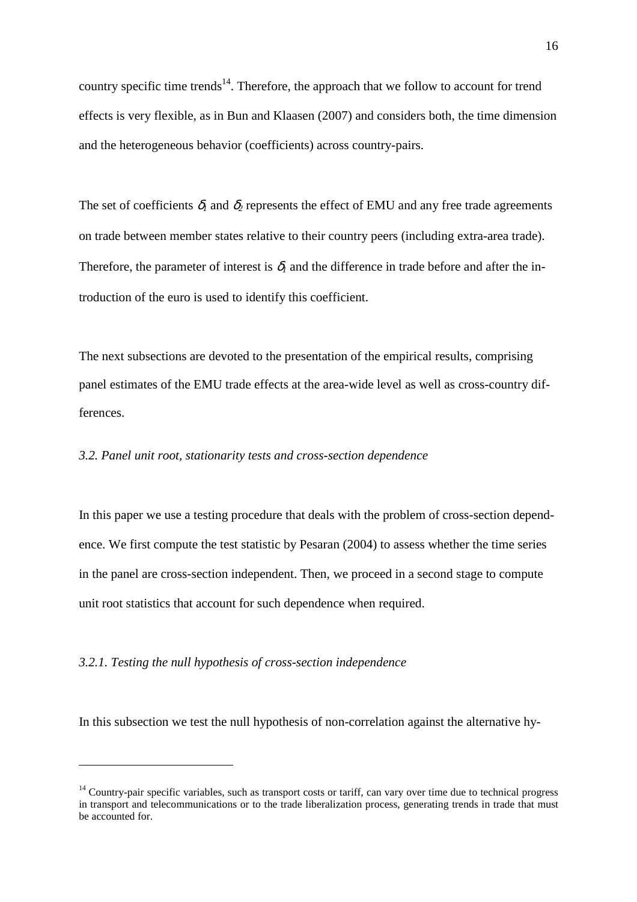country specific time trends[14]. Therefore, the approach that we follow to account for trend effects is very flexible, as in Bun and Klaasen (2007) and considers both, the time dimension and the heterogeneous behavior (coefficients) across country-pairs.

The set of coefficients $\delta_1$ and $\delta_2$ represents the effect of EMU and any free trade agreements on trade between member states relative to their country peers (including extra-area trade). Therefore, the parameter of interest is $\delta_1$ and the difference in trade before and after the introduction of the euro is used to identify this coefficient.

The next subsections are devoted to the presentation of the empirical results, comprising panel estimates of the EMU trade effects at the area-wide level as well as cross-country differences.

### *3.2. Panel unit root, stationarity tests and cross-section dependence*

In this paper we use a testing procedure that deals with the problem of cross-section dependence. We first compute the test statistic by Pesaran (2004) to assess whether the time series in the panel are cross-section independent. Then, we proceed in a second stage to compute unit root statistics that account for such dependence when required.

#### *3.2.1. Testing the null hypothesis of cross-section independence*

In this subsection we test the null hypothesis of non-correlation against the alternative hy-

[14] Country-pair specific variables, such as transport costs or tariff, can vary over time due to technical progress in transport and telecommunications or to the trade liberalization process, generating trends in trade that must be accounted for.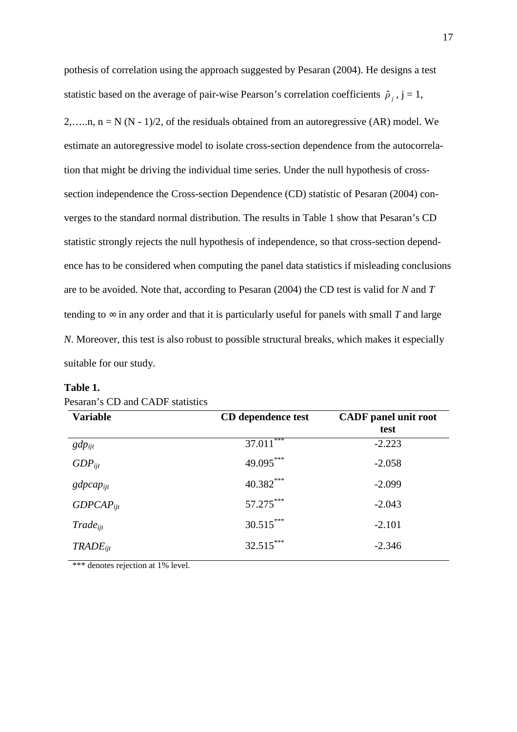pothesis of correlation using the approach suggested by Pesaran (2004). He designs a test statistic based on the average of pair-wise Pearson's correlation coefficients $\hat{\rho}_j$, j = 1, 2,…..n, n = N (N - 1)/2, of the residuals obtained from an autoregressive (AR) model. We estimate an autoregressive model to isolate cross-section dependence from the autocorrelation that might be driving the individual time series. Under the null hypothesis of cross-section independence the Cross-section Dependence (CD) statistic of Pesaran (2004) converges to the standard normal distribution. The results in Table 1 show that Pesaran's CD statistic strongly rejects the null hypothesis of independence, so that cross-section dependence has to be considered when computing the panel data statistics if misleading conclusions are to be avoided. Note that, according to Pesaran (2004) the CD test is valid for *N* and *T* tending to ∞ in any order and that it is particularly useful for panels with small *T* and large *N*. Moreover, this test is also robust to possible structural breaks, which makes it especially suitable for our study.

**Table 1.**

Pesaran's CD and CADF statistics

| Variable | CD dependence test | CADF panel unit root test |
|---|---|---|
| $gdp_{ijt}$ | 37.011*** | -2.223 |
| $GDP_{ijt}$ | 49.095*** | -2.058 |
| $gdpcap_{ijt}$ | 40.382*** | -2.099 |
| $GDPCAP_{ijt}$ | 57.275*** | -2.043 |
| $Trade_{ijt}$ | 30.515*** | -2.101 |
| $TRADE_{ijt}$ | 32.515*** | -2.346 |

*** denotes rejection at 1% level.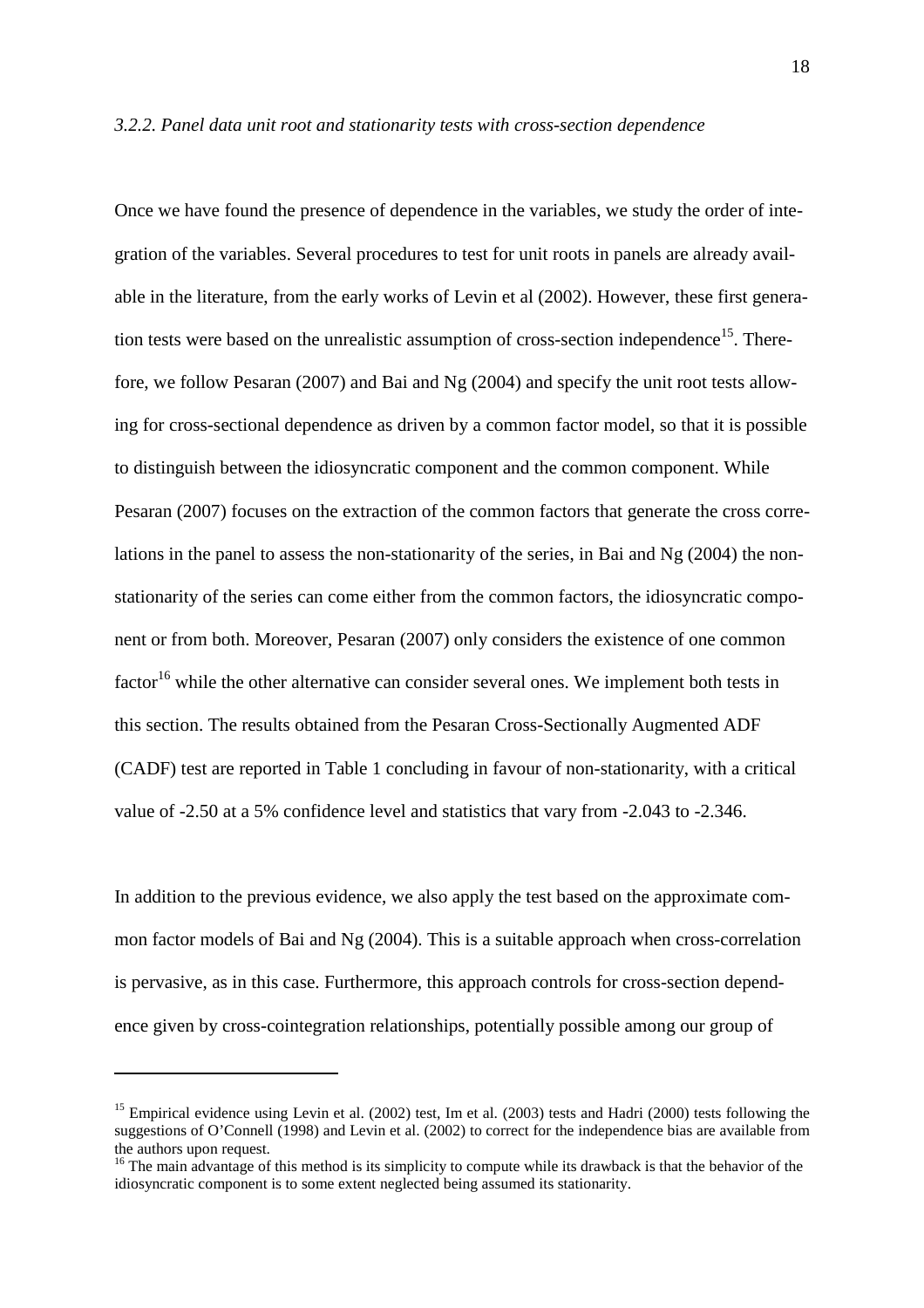### *3.2.2. Panel data unit root and stationarity tests with cross-section dependence*

Once we have found the presence of dependence in the variables, we study the order of integration of the variables. Several procedures to test for unit roots in panels are already available in the literature, from the early works of Levin et al (2002). However, these first generation tests were based on the unrealistic assumption of cross-section independence[15]. Therefore, we follow Pesaran (2007) and Bai and Ng (2004) and specify the unit root tests allowing for cross-sectional dependence as driven by a common factor model, so that it is possible to distinguish between the idiosyncratic component and the common component. While Pesaran (2007) focuses on the extraction of the common factors that generate the cross correlations in the panel to assess the non-stationarity of the series, in Bai and Ng (2004) the non-stationarity of the series can come either from the common factors, the idiosyncratic component or from both. Moreover, Pesaran (2007) only considers the existence of one common factor[16] while the other alternative can consider several ones. We implement both tests in this section. The results obtained from the Pesaran Cross-Sectionally Augmented ADF (CADF) test are reported in Table 1 concluding in favour of non-stationarity, with a critical value of -2.50 at a 5% confidence level and statistics that vary from -2.043 to -2.346.

In addition to the previous evidence, we also apply the test based on the approximate common factor models of Bai and Ng (2004). This is a suitable approach when cross-correlation is pervasive, as in this case. Furthermore, this approach controls for cross-section dependence given by cross-cointegration relationships, potentially possible among our group of

---

[15] Empirical evidence using Levin et al. (2002) test, Im et al. (2003) tests and Hadri (2000) tests following the suggestions of O'Connell (1998) and Levin et al. (2002) to correct for the independence bias are available from the authors upon request.

[16] The main advantage of this method is its simplicity to compute while its drawback is that the behavior of the idiosyncratic component is to some extent neglected being assumed its stationarity.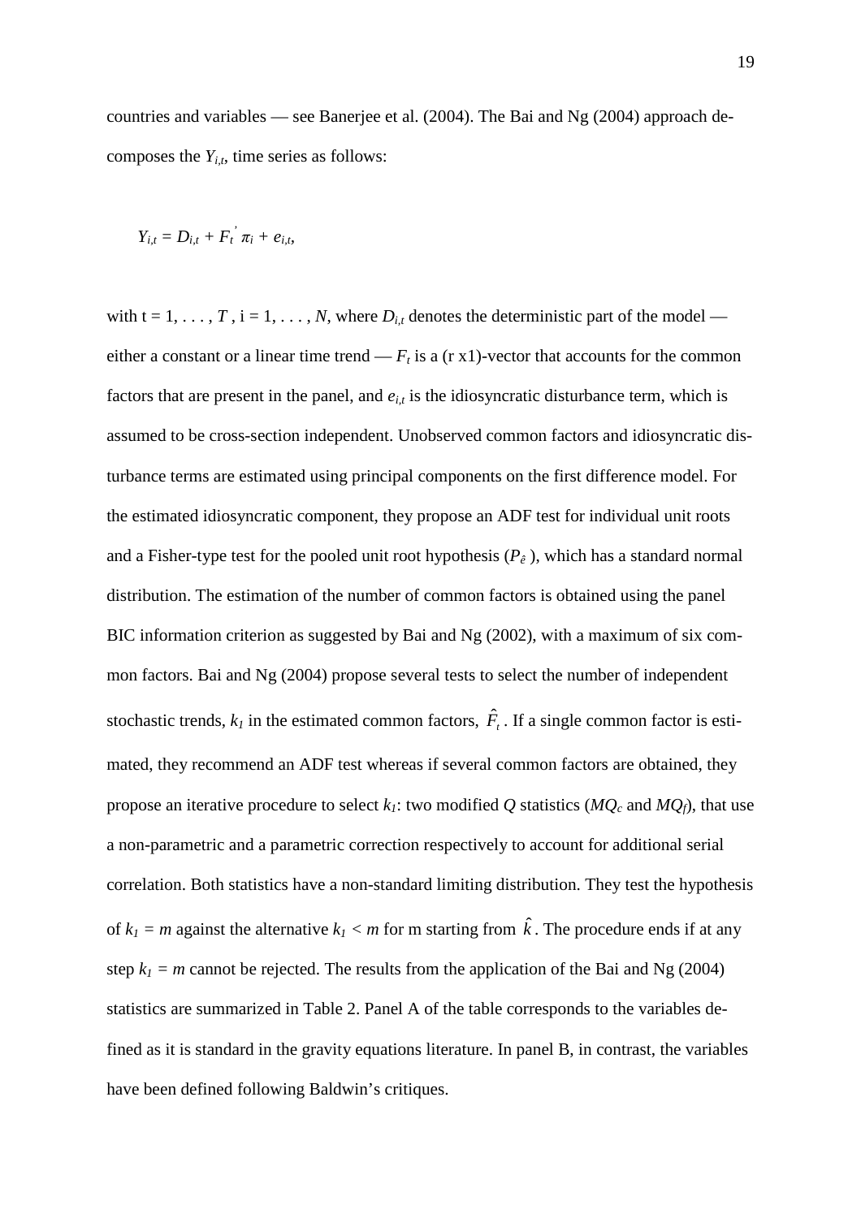countries and variables — see Banerjee et al. (2004). The Bai and Ng (2004) approach decomposes the $Y_{i,t}$, time series as follows:

$$Y_{i,t} = D_{i,t} + F_t^{'} \pi_i + e_{i,t},$$

with t = 1, . . . , $T$ , i = 1, . . . , $N$, where $D_{i,t}$ denotes the deterministic part of the model — either a constant or a linear time trend — $F_t$ is a (r x1)-vector that accounts for the common factors that are present in the panel, and $e_{i,t}$ is the idiosyncratic disturbance term, which is assumed to be cross-section independent. Unobserved common factors and idiosyncratic disturbance terms are estimated using principal components on the first difference model. For the estimated idiosyncratic component, they propose an ADF test for individual unit roots and a Fisher-type test for the pooled unit root hypothesis ($P_{\hat{e}}$ ), which has a standard normal distribution. The estimation of the number of common factors is obtained using the panel BIC information criterion as suggested by Bai and Ng (2002), with a maximum of six common factors. Bai and Ng (2004) propose several tests to select the number of independent stochastic trends, $k_1$ in the estimated common factors, $\hat{F}_t$ . If a single common factor is estimated, they recommend an ADF test whereas if several common factors are obtained, they propose an iterative procedure to select $k_1$: two modified $Q$ statistics ($MQ_c$ and $MQ_f$), that use a non-parametric and a parametric correction respectively to account for additional serial correlation. Both statistics have a non-standard limiting distribution. They test the hypothesis of $k_1 = m$ against the alternative $k_1 < m$ for m starting from $\hat{k}$ . The procedure ends if at any step $k_1 = m$ cannot be rejected. The results from the application of the Bai and Ng (2004) statistics are summarized in Table 2. Panel A of the table corresponds to the variables defined as it is standard in the gravity equations literature. In panel B, in contrast, the variables have been defined following Baldwin's critiques.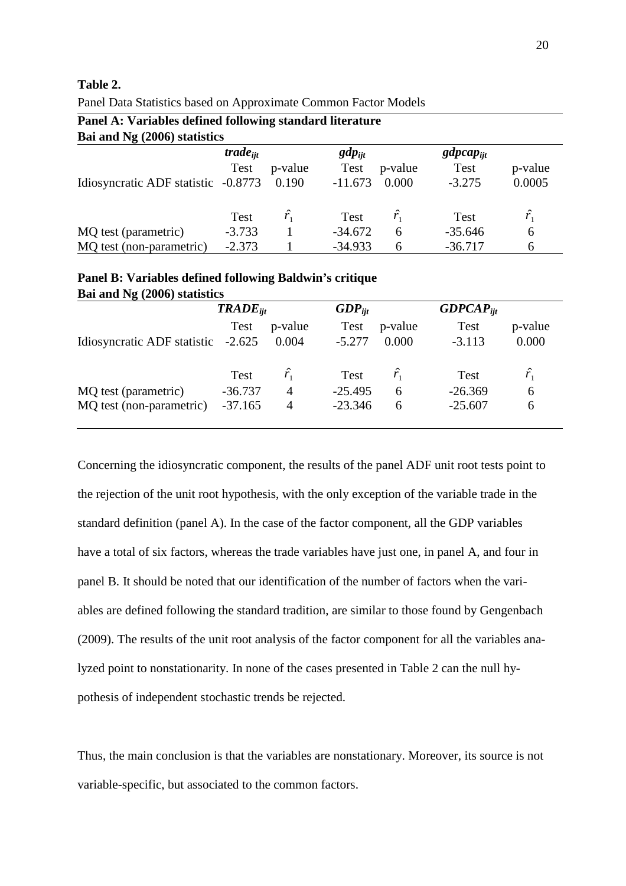**Table 2.**

Panel Data Statistics based on Approximate Common Factor Models

**Panel A: Variables defined following standard literature**

**Bai and Ng (2006) statistics**

| | $trade_{ijt}$ | | $gdp_{ijt}$ | | $gdpcap_{ijt}$ | |
|---|---|---|---|---|---|---|
| | Test | p-value | Test | p-value | Test | p-value |
| Idiosyncratic ADF statistic | -0.8773 | 0.190 | -11.673 | 0.000 | -3.275 | 0.0005 |
| | Test | $\hat{r}_1$ | Test | $\hat{r}_1$ | Test | $\hat{r}_1$ |
| MQ test (parametric) | -3.733 | 1 | -34.672 | 6 | -35.646 | 6 |
| MQ test (non-parametric) | -2.373 | 1 | -34.933 | 6 | -36.717 | 6 |

**Panel B: Variables defined following Baldwin's critique**

**Bai and Ng (2006) statistics**

| | $TRADE_{ijt}$ | | $GDP_{ijt}$ | | $GDPCAP_{ijt}$ | |
|---|---|---|---|---|---|---|
| | Test | p-value | Test | p-value | Test | p-value |
| Idiosyncratic ADF statistic | -2.625 | 0.004 | -5.277 | 0.000 | -3.113 | 0.000 |
| | Test | $\hat{r}_1$ | Test | $\hat{r}_1$ | Test | $\hat{r}_1$ |
| MQ test (parametric) | -36.737 | 4 | -25.495 | 6 | -26.369 | 6 |
| MQ test (non-parametric) | -37.165 | 4 | -23.346 | 6 | -25.607 | 6 |

Concerning the idiosyncratic component, the results of the panel ADF unit root tests point to the rejection of the unit root hypothesis, with the only exception of the variable trade in the standard definition (panel A). In the case of the factor component, all the GDP variables have a total of six factors, whereas the trade variables have just one, in panel A, and four in panel B. It should be noted that our identification of the number of factors when the variables are defined following the standard tradition, are similar to those found by Gengenbach (2009). The results of the unit root analysis of the factor component for all the variables analyzed point to nonstationarity. In none of the cases presented in Table 2 can the null hypothesis of independent stochastic trends be rejected.

Thus, the main conclusion is that the variables are nonstationary. Moreover, its source is not variable-specific, but associated to the common factors.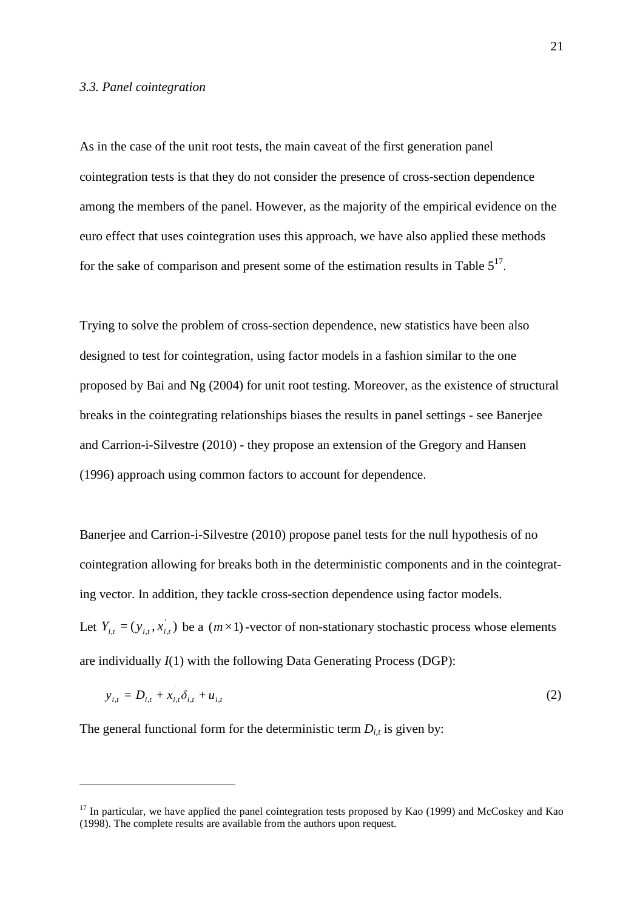*3.3. Panel cointegration*

As in the case of the unit root tests, the main caveat of the first generation panel cointegration tests is that they do not consider the presence of cross-section dependence among the members of the panel. However, as the majority of the empirical evidence on the euro effect that uses cointegration uses this approach, we have also applied these methods for the sake of comparison and present some of the estimation results in Table 5[17].

Trying to solve the problem of cross-section dependence, new statistics have been also designed to test for cointegration, using factor models in a fashion similar to the one proposed by Bai and Ng (2004) for unit root testing. Moreover, as the existence of structural breaks in the cointegrating relationships biases the results in panel settings - see Banerjee and Carrion-i-Silvestre (2010) - they propose an extension of the Gregory and Hansen (1996) approach using common factors to account for dependence.

Banerjee and Carrion-i-Silvestre (2010) propose panel tests for the null hypothesis of no cointegration allowing for breaks both in the deterministic components and in the cointegrating vector. In addition, they tackle cross-section dependence using factor models. Let $Y_{i,t} = (y_{i,t}, x_{i,t}^{'})$ be a $(m \times 1)$-vector of non-stationary stochastic process whose elements are individually $I(1)$ with the following Data Generating Process (DGP):

$$y_{i,t} = D_{i,t} + x_{i,t}^{'}\delta_{i,t} + u_{i,t} \tag{2}$$

The general functional form for the deterministic term $D_{i,t}$ is given by:

---

[17] In particular, we have applied the panel cointegration tests proposed by Kao (1999) and McCoskey and Kao (1998). The complete results are available from the authors upon request.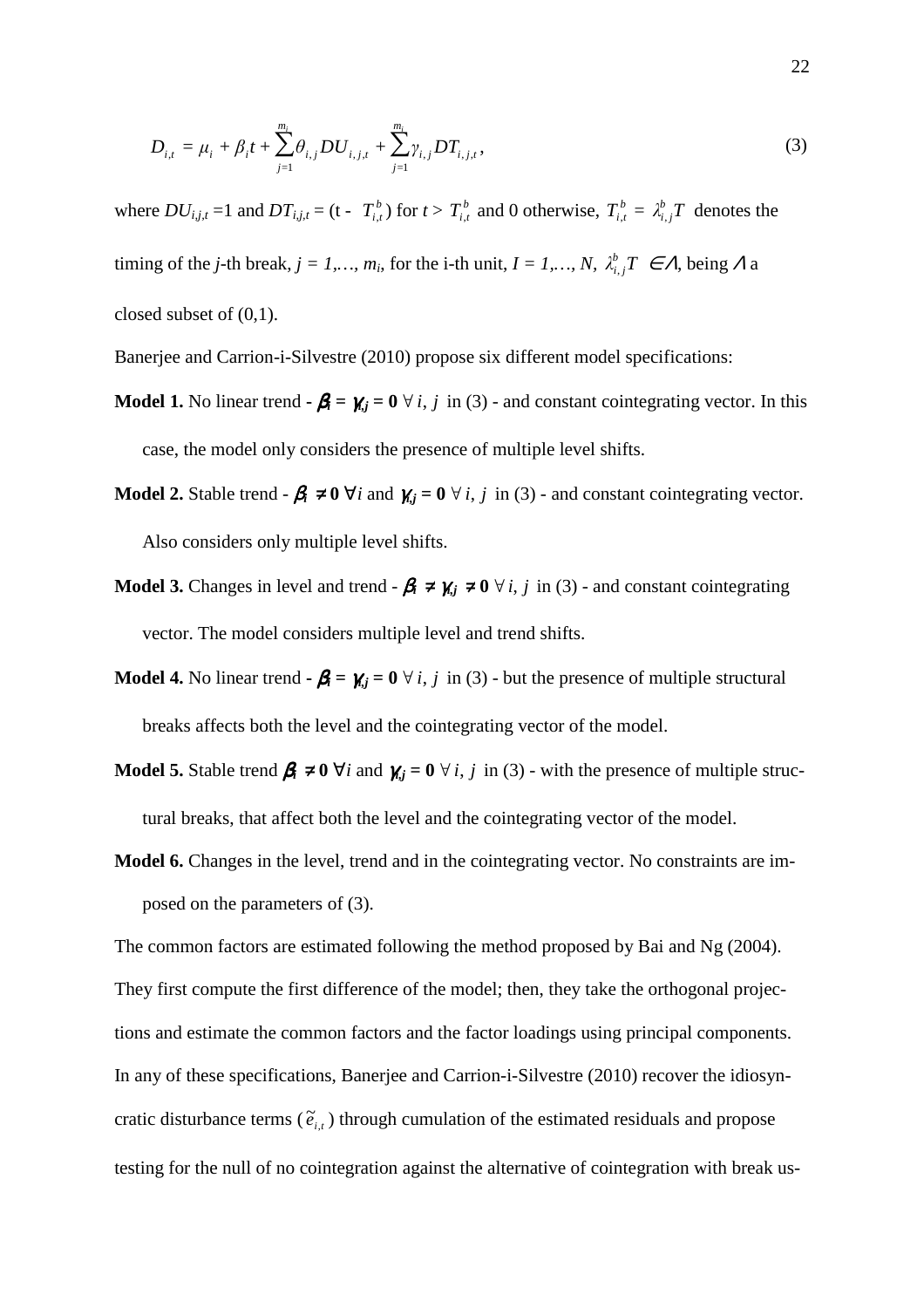$$D_{i,t} = \mu_i + \beta_i t + \sum_{j=1}^{m_i} \theta_{i,j} DU_{i,j,t} + \sum_{j=1}^{m_i} \gamma_{i,j} DT_{i,j,t}, \tag{3}$$

where $DU_{i,j,t}$ =1 and $DT_{i,j,t}$ = (t - $T_{i,t}^b$) for $t > T_{i,t}^b$ and 0 otherwise, $T_{i,t}^b = \lambda_{i,j}^b T$ denotes the timing of the *j*-th break, $j = 1,\ldots, m_i$, for the i-th unit, $I = 1,\ldots, N$, $\lambda_{i,j}^b T \in \Lambda$, being $\Lambda$ a closed subset of (0,1).

Banerjee and Carrion-i-Silvestre (2010) propose six different model specifications:

**Model 1.** No linear trend - $\boldsymbol{\beta_i = \gamma_{i,j} = 0}$ $\forall\, i, j$ in (3) - and constant cointegrating vector. In this case, the model only considers the presence of multiple level shifts.

**Model 2.** Stable trend - $\boldsymbol{\beta_i \neq 0}$ $\forall i$ and $\boldsymbol{\gamma_{i,j} = 0}$ $\forall\, i, j$ in (3) - and constant cointegrating vector. Also considers only multiple level shifts.

**Model 3.** Changes in level and trend - $\boldsymbol{\beta_i \neq \gamma_{i,j} \neq 0}$ $\forall\, i, j$ in (3) - and constant cointegrating vector. The model considers multiple level and trend shifts.

**Model 4.** No linear trend - $\boldsymbol{\beta_i = \gamma_{i,j} = 0}$ $\forall\, i, j$ in (3) - but the presence of multiple structural breaks affects both the level and the cointegrating vector of the model.

**Model 5.** Stable trend $\boldsymbol{\beta_i \neq 0}$ $\forall i$ and $\boldsymbol{\gamma_{i,j} = 0}$ $\forall\, i, j$ in (3) - with the presence of multiple structural breaks, that affect both the level and the cointegrating vector of the model.

**Model 6.** Changes in the level, trend and in the cointegrating vector. No constraints are imposed on the parameters of (3).

The common factors are estimated following the method proposed by Bai and Ng (2004). They first compute the first difference of the model; then, they take the orthogonal projections and estimate the common factors and the factor loadings using principal components. In any of these specifications, Banerjee and Carrion-i-Silvestre (2010) recover the idiosyncratic disturbance terms ($\tilde{e}_{i,t}$) through cumulation of the estimated residuals and propose testing for the null of no cointegration against the alternative of cointegration with break us-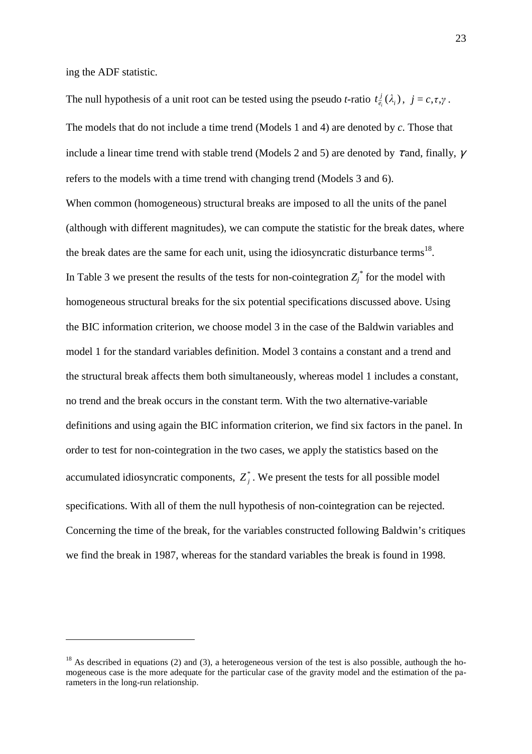ing the ADF statistic.

The null hypothesis of a unit root can be tested using the pseudo *t*-ratio $t^{j}_{\tilde{\varepsilon}_i}(\lambda_i)$, $j = c, \tau, \gamma$. The models that do not include a time trend (Models 1 and 4) are denoted by *c*. Those that include a linear time trend with stable trend (Models 2 and 5) are denoted by $\tau$ and, finally, $\gamma$ refers to the models with a time trend with changing trend (Models 3 and 6).

When common (homogeneous) structural breaks are imposed to all the units of the panel (although with different magnitudes), we can compute the statistic for the break dates, where the break dates are the same for each unit, using the idiosyncratic disturbance terms[18].

In Table 3 we present the results of the tests for non-cointegration $Z_j^*$ for the model with homogeneous structural breaks for the six potential specifications discussed above. Using the BIC information criterion, we choose model 3 in the case of the Baldwin variables and model 1 for the standard variables definition. Model 3 contains a constant and a trend and the structural break affects them both simultaneously, whereas model 1 includes a constant, no trend and the break occurs in the constant term. With the two alternative-variable definitions and using again the BIC information criterion, we find six factors in the panel. In order to test for non-cointegration in the two cases, we apply the statistics based on the accumulated idiosyncratic components, $Z_j^*$. We present the tests for all possible model specifications. With all of them the null hypothesis of non-cointegration can be rejected. Concerning the time of the break, for the variables constructed following Baldwin's critiques we find the break in 1987, whereas for the standard variables the break is found in 1998.

---

[18] As described in equations (2) and (3), a heterogeneous version of the test is also possible, authough the homogeneous case is the more adequate for the particular case of the gravity model and the estimation of the parameters in the long-run relationship.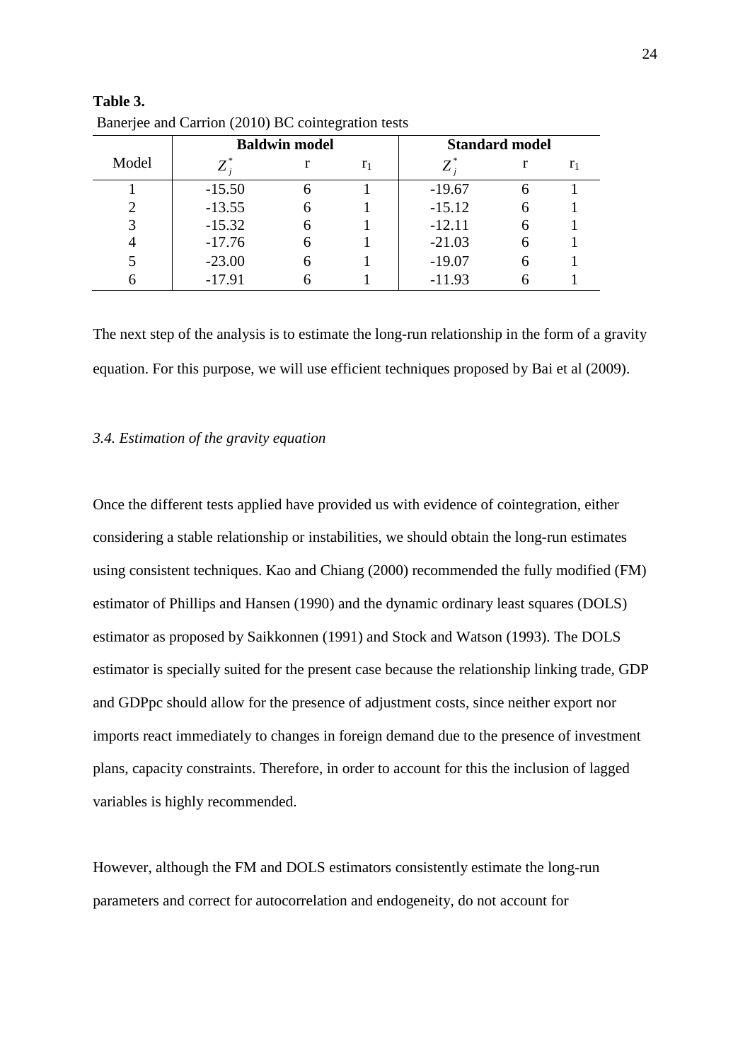**Table 3.**

Banerjee and Carrion (2010) BC cointegration tests

| Model | Baldwin model | | | Standard model | | |
|---|---|---|---|---|---|---|
| | $Z_j^*$ | r | $r_1$ | $Z_j^*$ | r | $r_1$ |
| 1 | -15.50 | 6 | 1 | -19.67 | 6 | 1 |
| 2 | -13.55 | 6 | 1 | -15.12 | 6 | 1 |
| 3 | -15.32 | 6 | 1 | -12.11 | 6 | 1 |
| 4 | -17.76 | 6 | 1 | -21.03 | 6 | 1 |
| 5 | -23.00 | 6 | 1 | -19.07 | 6 | 1 |
| 6 | -17.91 | 6 | 1 | -11.93 | 6 | 1 |

The next step of the analysis is to estimate the long-run relationship in the form of a gravity equation. For this purpose, we will use efficient techniques proposed by Bai et al (2009).

### *3.4. Estimation of the gravity equation*

Once the different tests applied have provided us with evidence of cointegration, either considering a stable relationship or instabilities, we should obtain the long-run estimates using consistent techniques. Kao and Chiang (2000) recommended the fully modified (FM) estimator of Phillips and Hansen (1990) and the dynamic ordinary least squares (DOLS) estimator as proposed by Saikkonnen (1991) and Stock and Watson (1993). The DOLS estimator is specially suited for the present case because the relationship linking trade, GDP and GDPpc should allow for the presence of adjustment costs, since neither export nor imports react immediately to changes in foreign demand due to the presence of investment plans, capacity constraints. Therefore, in order to account for this the inclusion of lagged variables is highly recommended.

However, although the FM and DOLS estimators consistently estimate the long-run parameters and correct for autocorrelation and endogeneity, do not account for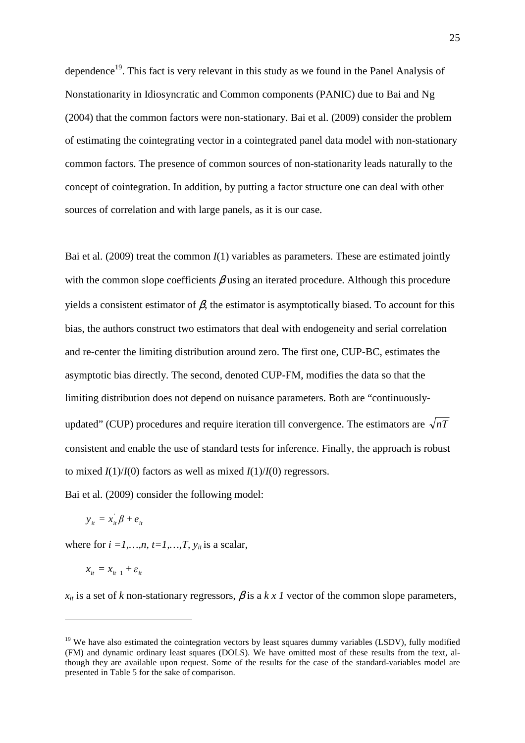dependence[19]. This fact is very relevant in this study as we found in the Panel Analysis of Nonstationarity in Idiosyncratic and Common components (PANIC) due to Bai and Ng (2004) that the common factors were non-stationary. Bai et al. (2009) consider the problem of estimating the cointegrating vector in a cointegrated panel data model with non-stationary common factors. The presence of common sources of non-stationarity leads naturally to the concept of cointegration. In addition, by putting a factor structure one can deal with other sources of correlation and with large panels, as it is our case.

Bai et al. (2009) treat the common $I(1)$ variables as parameters. These are estimated jointly with the common slope coefficients $\beta$ using an iterated procedure. Although this procedure yields a consistent estimator of $\beta$, the estimator is asymptotically biased. To account for this bias, the authors construct two estimators that deal with endogeneity and serial correlation and re-center the limiting distribution around zero. The first one, CUP-BC, estimates the asymptotic bias directly. The second, denoted CUP-FM, modifies the data so that the limiting distribution does not depend on nuisance parameters. Both are "continuously-updated" (CUP) procedures and require iteration till convergence. The estimators are $\sqrt{nT}$ consistent and enable the use of standard tests for inference. Finally, the approach is robust to mixed $I(1)/I(0)$ factors as well as mixed $I(1)/I(0)$ regressors.

Bai et al. (2009) consider the following model:

$$y_{it} = x_{it}^{'}\beta + e_{it}$$

where for $i = 1,\ldots,n$, $t = 1,\ldots,T$, $y_{it}$ is a scalar,

$$x_{it} = x_{it-1} + \varepsilon_{it}$$

$x_{it}$ is a set of $k$ non-stationary regressors, $\beta$ is a $k \times 1$ vector of the common slope parameters,

[19] We have also estimated the cointegration vectors by least squares dummy variables (LSDV), fully modified (FM) and dynamic ordinary least squares (DOLS). We have omitted most of these results from the text, although they are available upon request. Some of the results for the case of the standard-variables model are presented in Table 5 for the sake of comparison.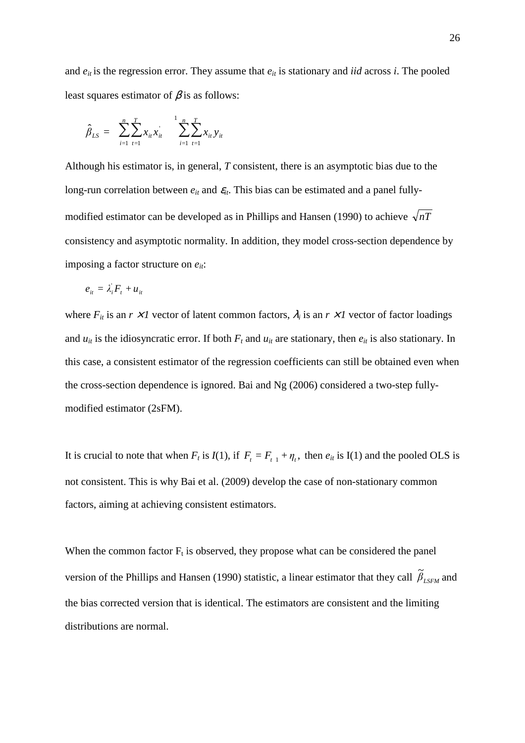and $e_{it}$ is the regression error. They assume that $e_{it}$ is stationary and *iid* across *i*. The pooled least squares estimator of $\beta$ is as follows:

$$\hat{\beta}_{LS} = \left( \sum_{i=1}^{n} \sum_{t=1}^{T} x_{it} x_{it}^{'} \right)^{-1} \left( \sum_{i=1}^{n} \sum_{t=1}^{T} x_{it} y_{it} \right)$$

Although his estimator is, in general, *T* consistent, there is an asymptotic bias due to the long-run correlation between $e_{it}$ and $\varepsilon_{it}$. This bias can be estimated and a panel fully-modified estimator can be developed as in Phillips and Hansen (1990) to achieve $\sqrt{nT}$ consistency and asymptotic normality. In addition, they model cross-section dependence by imposing a factor structure on $e_{it}$:

$$e_{it} = \lambda_i^{'} F_t + u_{it}$$

where $F_{it}$ is an $r \times 1$ vector of latent common factors, $\lambda_i$ is an $r \times 1$ vector of factor loadings and $u_{it}$ is the idiosyncratic error. If both $F_t$ and $u_{it}$ are stationary, then $e_{it}$ is also stationary. In this case, a consistent estimator of the regression coefficients can still be obtained even when the cross-section dependence is ignored. Bai and Ng (2006) considered a two-step fully-modified estimator (2sFM).

It is crucial to note that when $F_t$ is $I(1)$, if $F_t = F_{t-1} + \eta_t$, then $e_{it}$ is I(1) and the pooled OLS is not consistent. This is why Bai et al. (2009) develop the case of non-stationary common factors, aiming at achieving consistent estimators.

When the common factor $F_t$ is observed, they propose what can be considered the panel version of the Phillips and Hansen (1990) statistic, a linear estimator that they call $\tilde{\beta}_{LSFM}$ and the bias corrected version that is identical. The estimators are consistent and the limiting distributions are normal.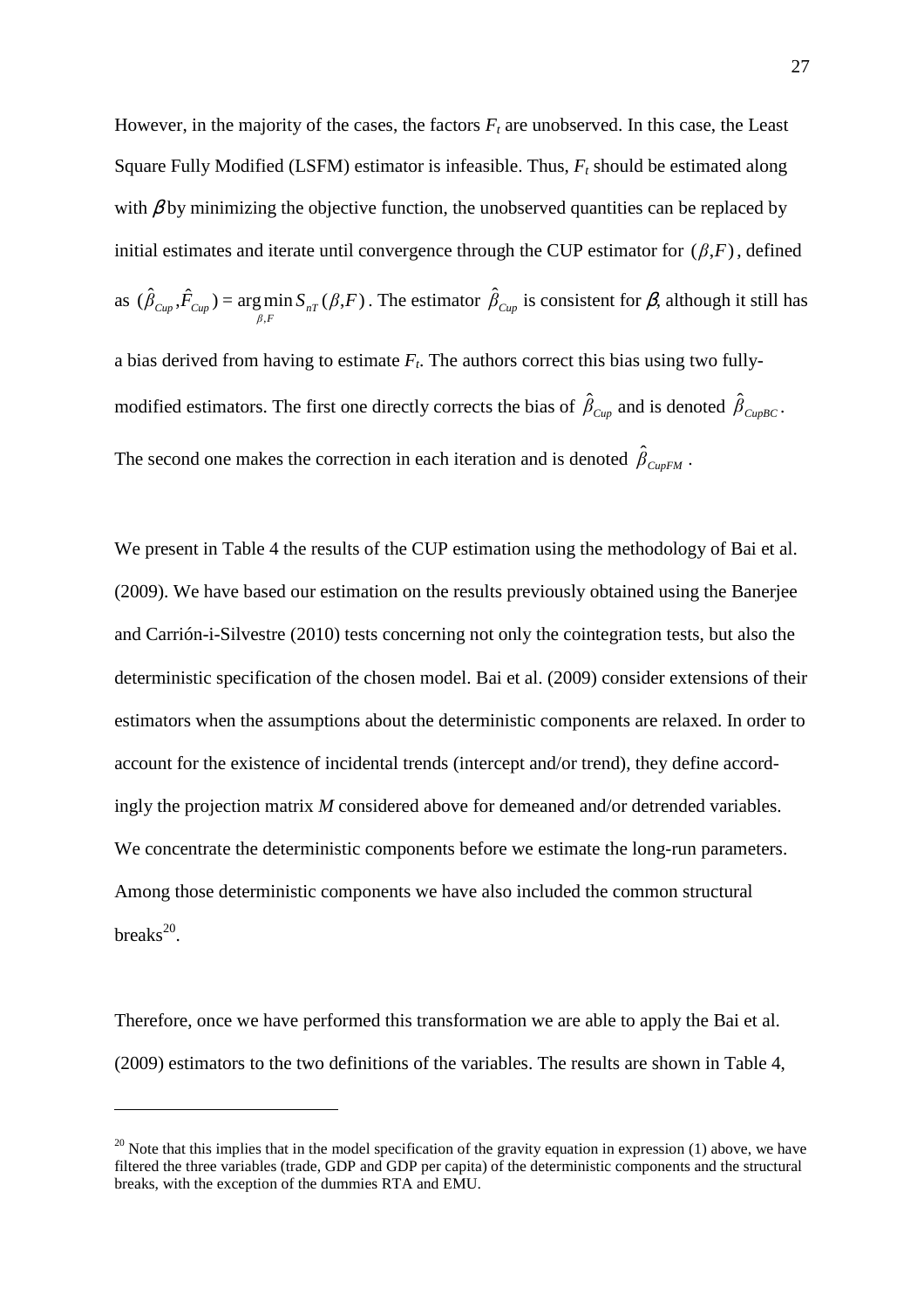However, in the majority of the cases, the factors $F_t$ are unobserved. In this case, the Least Square Fully Modified (LSFM) estimator is infeasible. Thus, $F_t$ should be estimated along with $\beta$ by minimizing the objective function, the unobserved quantities can be replaced by initial estimates and iterate until convergence through the CUP estimator for $(\beta, F)$, defined as $(\hat{\beta}_{Cup}, \hat{F}_{Cup}) = \arg\min_{\beta,F} S_{nT}(\beta, F)$. The estimator $\hat{\beta}_{Cup}$ is consistent for $\beta$, although it still has a bias derived from having to estimate $F_t$. The authors correct this bias using two fully-modified estimators. The first one directly corrects the bias of $\hat{\beta}_{Cup}$ and is denoted $\hat{\beta}_{CupBC}$. The second one makes the correction in each iteration and is denoted $\hat{\beta}_{CupFM}$.

We present in Table 4 the results of the CUP estimation using the methodology of Bai et al. (2009). We have based our estimation on the results previously obtained using the Banerjee and Carrión-i-Silvestre (2010) tests concerning not only the cointegration tests, but also the deterministic specification of the chosen model. Bai et al. (2009) consider extensions of their estimators when the assumptions about the deterministic components are relaxed. In order to account for the existence of incidental trends (intercept and/or trend), they define accordingly the projection matrix *M* considered above for demeaned and/or detrended variables. We concentrate the deterministic components before we estimate the long-run parameters. Among those deterministic components we have also included the common structural breaks[20].

Therefore, once we have performed this transformation we are able to apply the Bai et al. (2009) estimators to the two definitions of the variables. The results are shown in Table 4,

[20] Note that this implies that in the model specification of the gravity equation in expression (1) above, we have filtered the three variables (trade, GDP and GDP per capita) of the deterministic components and the structural breaks, with the exception of the dummies RTA and EMU.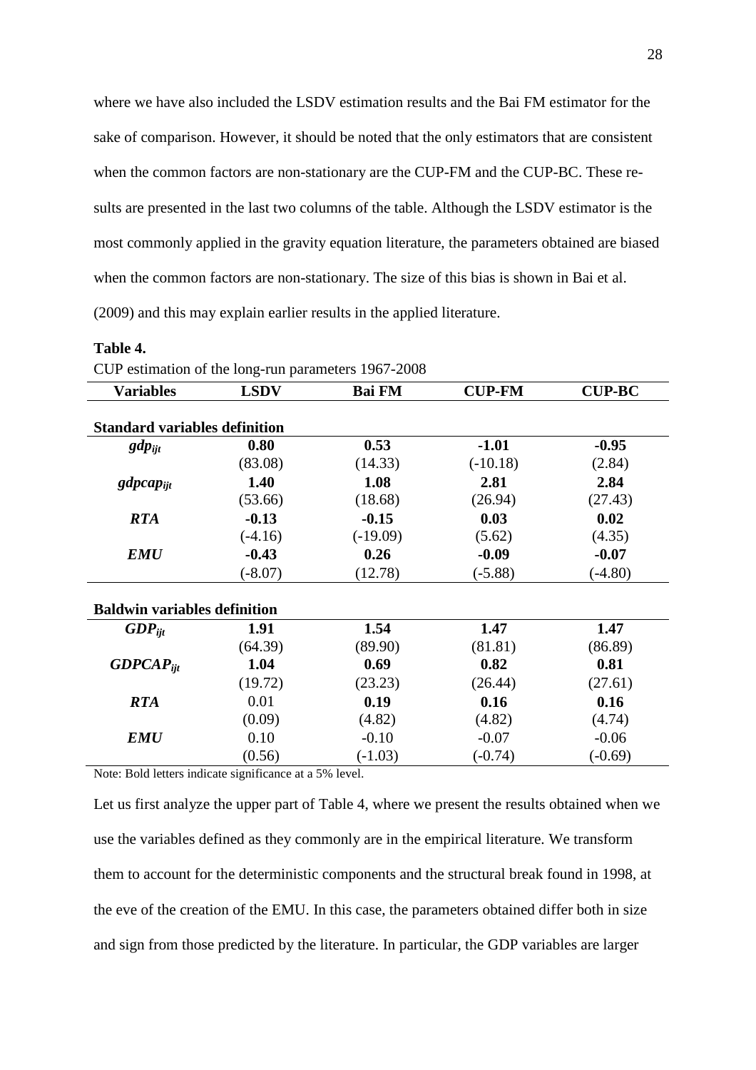where we have also included the LSDV estimation results and the Bai FM estimator for the sake of comparison. However, it should be noted that the only estimators that are consistent when the common factors are non-stationary are the CUP-FM and the CUP-BC. These results are presented in the last two columns of the table. Although the LSDV estimator is the most commonly applied in the gravity equation literature, the parameters obtained are biased when the common factors are non-stationary. The size of this bias is shown in Bai et al. (2009) and this may explain earlier results in the applied literature.

**Table 4.**

CUP estimation of the long-run parameters 1967-2008

| Variables | LSDV | Bai FM | CUP-FM | CUP-BC |
|---|---|---|---|---|
| **Standard variables definition** | | | | |
| $gdp_{ijt}$ | **0.80** | **0.53** | **-1.01** | **-0.95** |
| | (83.08) | (14.33) | (-10.18) | (2.84) |
| $gdpcap_{ijt}$ | **1.40** | **1.08** | **2.81** | **2.84** |
| | (53.66) | (18.68) | (26.94) | (27.43) |
| ***RTA*** | **-0.13** | **-0.15** | **0.03** | **0.02** |
| | (-4.16) | (-19.09) | (5.62) | (4.35) |
| ***EMU*** | **-0.43** | **0.26** | **-0.09** | **-0.07** |
| | (-8.07) | (12.78) | (-5.88) | (-4.80) |
| **Baldwin variables definition** | | | | |
| $GDP_{ijt}$ | **1.91** | **1.54** | **1.47** | **1.47** |
| | (64.39) | (89.90) | (81.81) | (86.89) |
| $GDPCAP_{ijt}$ | **1.04** | **0.69** | **0.82** | **0.81** |
| | (19.72) | (23.23) | (26.44) | (27.61) |
| ***RTA*** | 0.01 | **0.19** | **0.16** | **0.16** |
| | (0.09) | (4.82) | (4.82) | (4.74) |
| ***EMU*** | 0.10 | -0.10 | -0.07 | -0.06 |
| | (0.56) | (-1.03) | (-0.74) | (-0.69) |

Note: Bold letters indicate significance at a 5% level.

Let us first analyze the upper part of Table 4, where we present the results obtained when we use the variables defined as they commonly are in the empirical literature. We transform them to account for the deterministic components and the structural break found in 1998, at the eve of the creation of the EMU. In this case, the parameters obtained differ both in size and sign from those predicted by the literature. In particular, the GDP variables are larger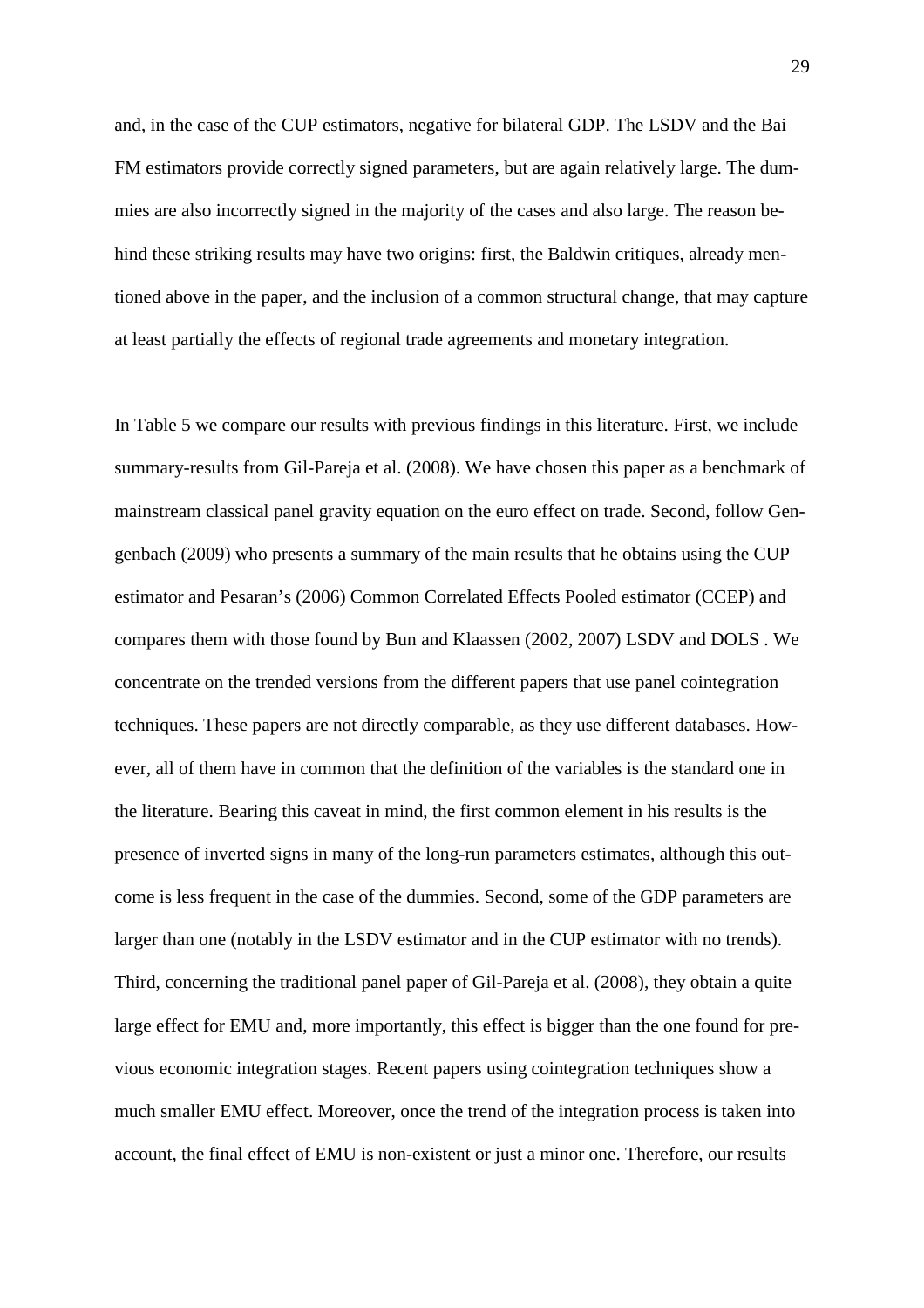and, in the case of the CUP estimators, negative for bilateral GDP. The LSDV and the Bai FM estimators provide correctly signed parameters, but are again relatively large. The dummies are also incorrectly signed in the majority of the cases and also large. The reason behind these striking results may have two origins: first, the Baldwin critiques, already mentioned above in the paper, and the inclusion of a common structural change, that may capture at least partially the effects of regional trade agreements and monetary integration.

In Table 5 we compare our results with previous findings in this literature. First, we include summary-results from Gil-Pareja et al. (2008). We have chosen this paper as a benchmark of mainstream classical panel gravity equation on the euro effect on trade. Second, follow Gengenbach (2009) who presents a summary of the main results that he obtains using the CUP estimator and Pesaran's (2006) Common Correlated Effects Pooled estimator (CCEP) and compares them with those found by Bun and Klaassen (2002, 2007) LSDV and DOLS . We concentrate on the trended versions from the different papers that use panel cointegration techniques. These papers are not directly comparable, as they use different databases. However, all of them have in common that the definition of the variables is the standard one in the literature. Bearing this caveat in mind, the first common element in his results is the presence of inverted signs in many of the long-run parameters estimates, although this outcome is less frequent in the case of the dummies. Second, some of the GDP parameters are larger than one (notably in the LSDV estimator and in the CUP estimator with no trends). Third, concerning the traditional panel paper of Gil-Pareja et al. (2008), they obtain a quite large effect for EMU and, more importantly, this effect is bigger than the one found for previous economic integration stages. Recent papers using cointegration techniques show a much smaller EMU effect. Moreover, once the trend of the integration process is taken into account, the final effect of EMU is non-existent or just a minor one. Therefore, our results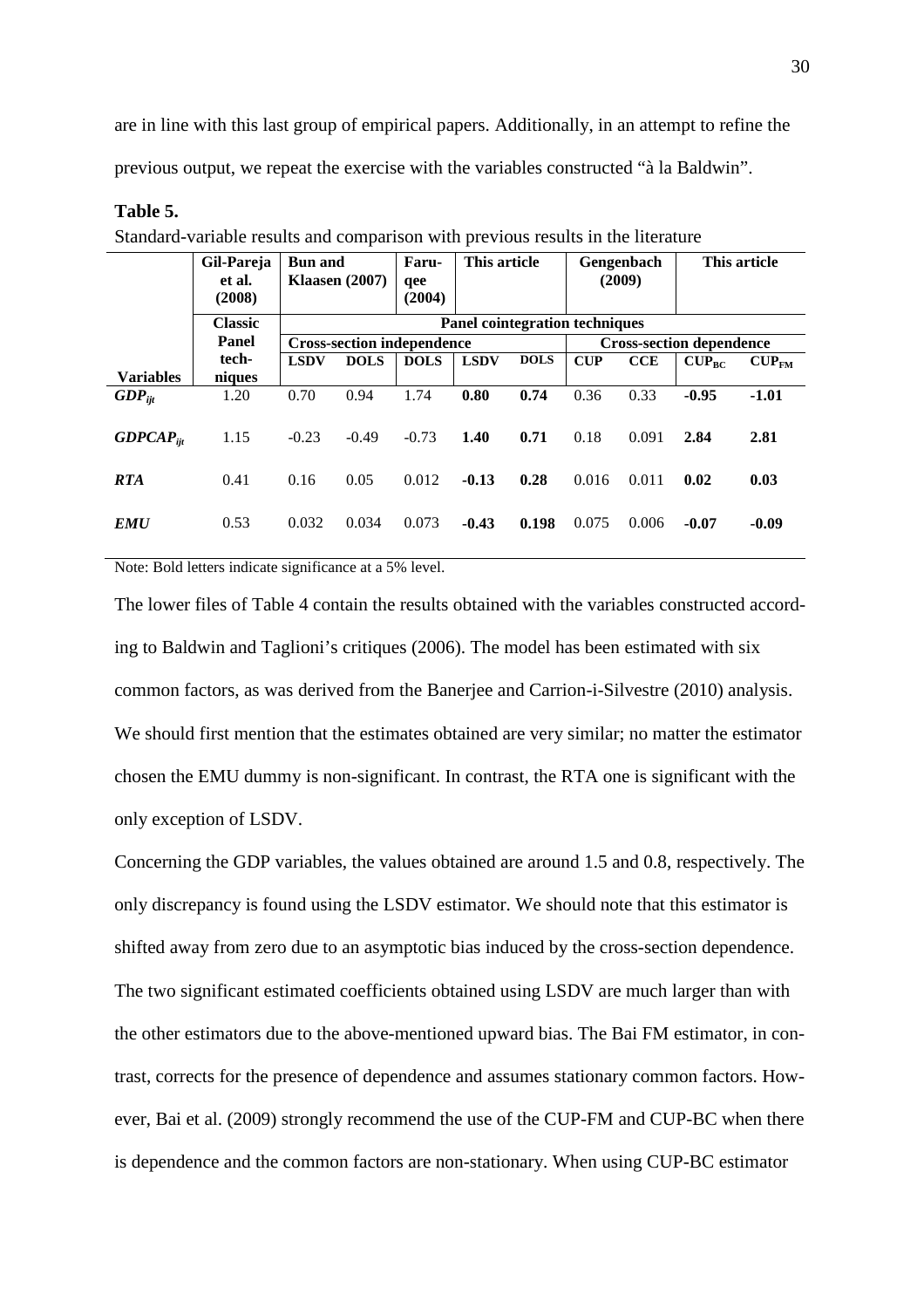are in line with this last group of empirical papers. Additionally, in an attempt to refine the previous output, we repeat the exercise with the variables constructed "à la Baldwin".

**Table 5.**

Standard-variable results and comparison with previous results in the literature

| | Gil-Pareja et al. (2008) | Bun and Klaasen (2007) | | Faruqee (2004) | This article | | Gengenbach (2009) | | This article | |
|---|---|---|---|---|---|---|---|---|---|---|
| | Classic Panel techniques | Panel cointegration techniques | | | | | | | | |
| | | Cross-section independence | | | | | Cross-section dependence | | | |
| **Variables** | | **LSDV** | **DOLS** | **DOLS** | **LSDV** | **DOLS** | **CUP** | **CCE** | $CUP_{BC}$ | $CUP_{FM}$ |
| $GDP_{ijt}$ | 1.20 | 0.70 | 0.94 | 1.74 | **0.80** | **0.74** | 0.36 | 0.33 | **-0.95** | **-1.01** |
| $GDPCAP_{ijt}$ | 1.15 | -0.23 | -0.49 | -0.73 | **1.40** | **0.71** | 0.18 | 0.091 | **2.84** | **2.81** |
| ***RTA*** | 0.41 | 0.16 | 0.05 | 0.012 | **-0.13** | **0.28** | 0.016 | 0.011 | **0.02** | **0.03** |
| ***EMU*** | 0.53 | 0.032 | 0.034 | 0.073 | **-0.43** | **0.198** | 0.075 | 0.006 | **-0.07** | **-0.09** |

Note: Bold letters indicate significance at a 5% level.

The lower files of Table 4 contain the results obtained with the variables constructed according to Baldwin and Taglioni's critiques (2006). The model has been estimated with six common factors, as was derived from the Banerjee and Carrion-i-Silvestre (2010) analysis. We should first mention that the estimates obtained are very similar; no matter the estimator chosen the EMU dummy is non-significant. In contrast, the RTA one is significant with the only exception of LSDV.

Concerning the GDP variables, the values obtained are around 1.5 and 0.8, respectively. The only discrepancy is found using the LSDV estimator. We should note that this estimator is shifted away from zero due to an asymptotic bias induced by the cross-section dependence. The two significant estimated coefficients obtained using LSDV are much larger than with the other estimators due to the above-mentioned upward bias. The Bai FM estimator, in contrast, corrects for the presence of dependence and assumes stationary common factors. However, Bai et al. (2009) strongly recommend the use of the CUP-FM and CUP-BC when there is dependence and the common factors are non-stationary. When using CUP-BC estimator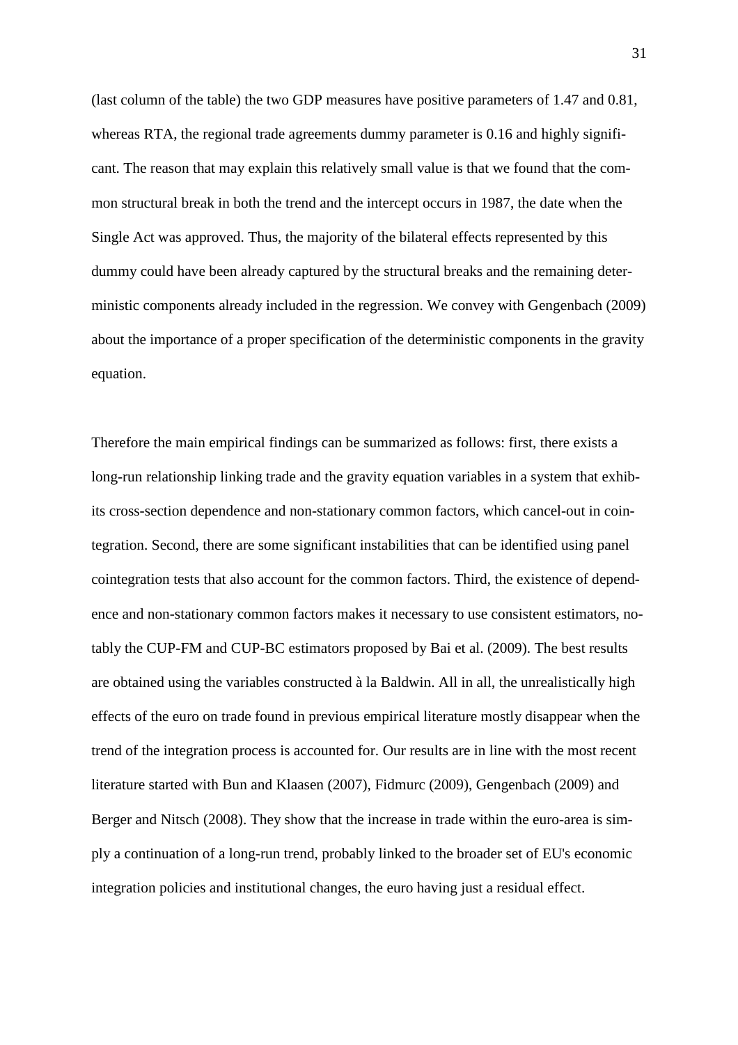(last column of the table) the two GDP measures have positive parameters of 1.47 and 0.81, whereas RTA, the regional trade agreements dummy parameter is 0.16 and highly significant. The reason that may explain this relatively small value is that we found that the common structural break in both the trend and the intercept occurs in 1987, the date when the Single Act was approved. Thus, the majority of the bilateral effects represented by this dummy could have been already captured by the structural breaks and the remaining deterministic components already included in the regression. We convey with Gengenbach (2009) about the importance of a proper specification of the deterministic components in the gravity equation.

Therefore the main empirical findings can be summarized as follows: first, there exists a long-run relationship linking trade and the gravity equation variables in a system that exhibits cross-section dependence and non-stationary common factors, which cancel-out in cointegration. Second, there are some significant instabilities that can be identified using panel cointegration tests that also account for the common factors. Third, the existence of dependence and non-stationary common factors makes it necessary to use consistent estimators, notably the CUP-FM and CUP-BC estimators proposed by Bai et al. (2009). The best results are obtained using the variables constructed à la Baldwin. All in all, the unrealistically high effects of the euro on trade found in previous empirical literature mostly disappear when the trend of the integration process is accounted for. Our results are in line with the most recent literature started with Bun and Klaasen (2007), Fidmurc (2009), Gengenbach (2009) and Berger and Nitsch (2008). They show that the increase in trade within the euro-area is simply a continuation of a long-run trend, probably linked to the broader set of EU's economic integration policies and institutional changes, the euro having just a residual effect.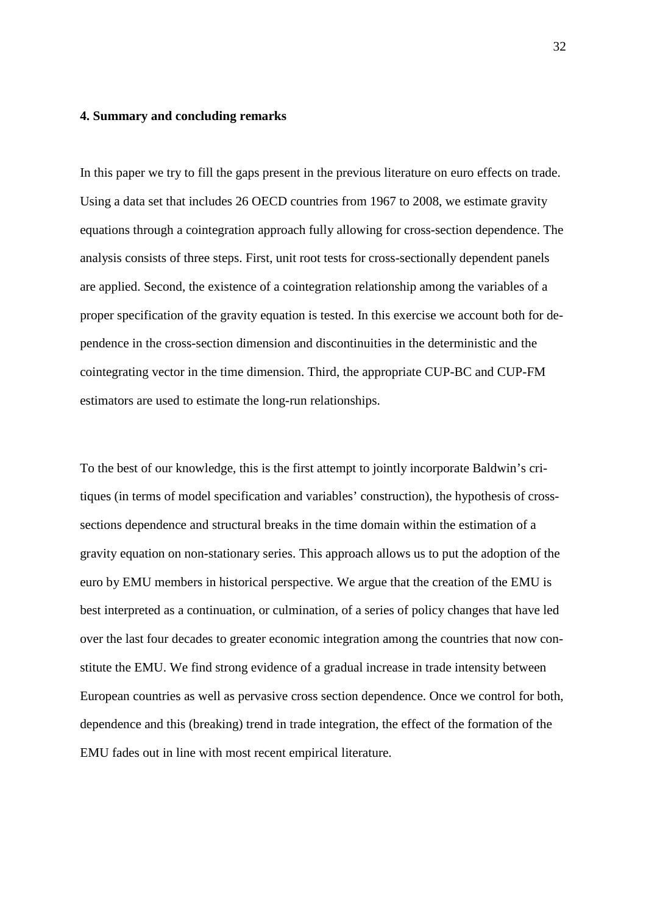## 4. Summary and concluding remarks

In this paper we try to fill the gaps present in the previous literature on euro effects on trade. Using a data set that includes 26 OECD countries from 1967 to 2008, we estimate gravity equations through a cointegration approach fully allowing for cross-section dependence. The analysis consists of three steps. First, unit root tests for cross-sectionally dependent panels are applied. Second, the existence of a cointegration relationship among the variables of a proper specification of the gravity equation is tested. In this exercise we account both for dependence in the cross-section dimension and discontinuities in the deterministic and the cointegrating vector in the time dimension. Third, the appropriate CUP-BC and CUP-FM estimators are used to estimate the long-run relationships.

To the best of our knowledge, this is the first attempt to jointly incorporate Baldwin's critiques (in terms of model specification and variables' construction), the hypothesis of cross-sections dependence and structural breaks in the time domain within the estimation of a gravity equation on non-stationary series. This approach allows us to put the adoption of the euro by EMU members in historical perspective. We argue that the creation of the EMU is best interpreted as a continuation, or culmination, of a series of policy changes that have led over the last four decades to greater economic integration among the countries that now constitute the EMU. We find strong evidence of a gradual increase in trade intensity between European countries as well as pervasive cross section dependence. Once we control for both, dependence and this (breaking) trend in trade integration, the effect of the formation of the EMU fades out in line with most recent empirical literature.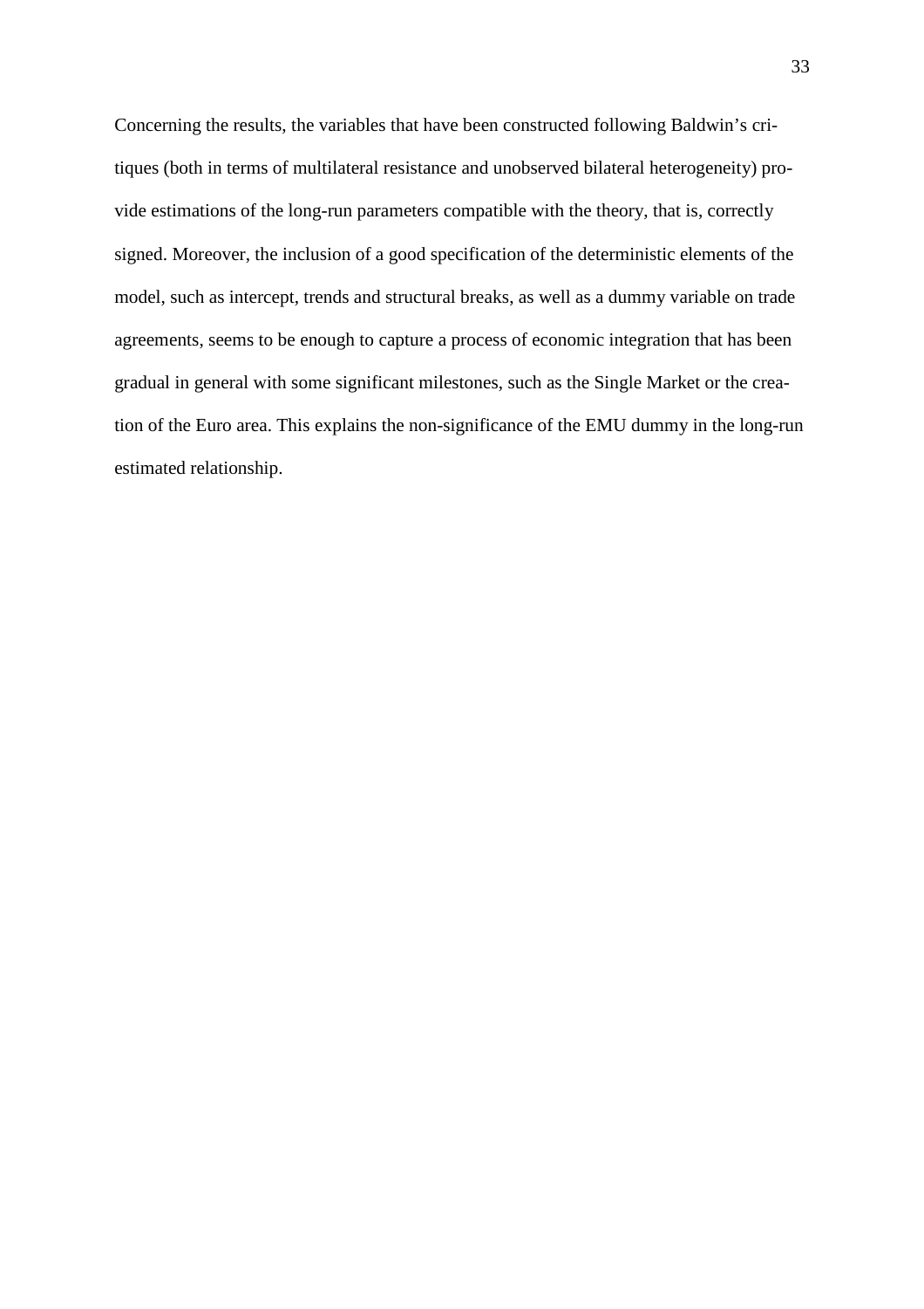Concerning the results, the variables that have been constructed following Baldwin's critiques (both in terms of multilateral resistance and unobserved bilateral heterogeneity) provide estimations of the long-run parameters compatible with the theory, that is, correctly signed. Moreover, the inclusion of a good specification of the deterministic elements of the model, such as intercept, trends and structural breaks, as well as a dummy variable on trade agreements, seems to be enough to capture a process of economic integration that has been gradual in general with some significant milestones, such as the Single Market or the creation of the Euro area. This explains the non-significance of the EMU dummy in the long-run estimated relationship.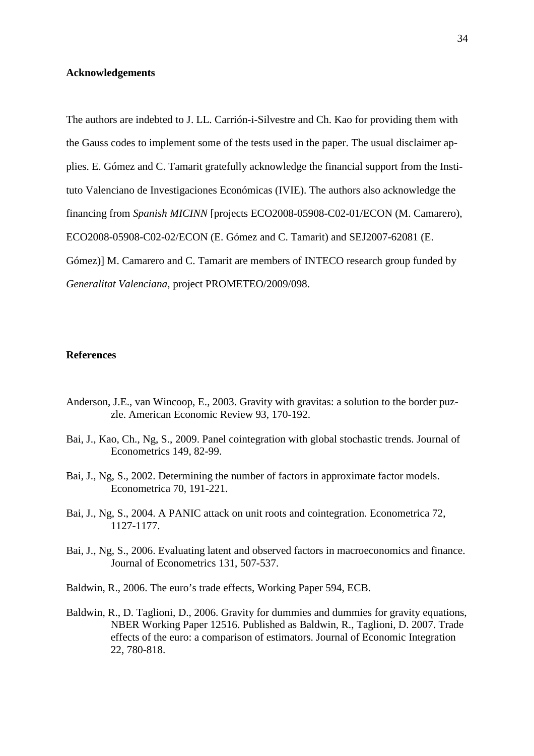## Acknowledgements

The authors are indebted to J. LL. Carrión-i-Silvestre and Ch. Kao for providing them with the Gauss codes to implement some of the tests used in the paper. The usual disclaimer applies. E. Gómez and C. Tamarit gratefully acknowledge the financial support from the Instituto Valenciano de Investigaciones Económicas (IVIE). The authors also acknowledge the financing from *Spanish MICINN* [projects ECO2008-05908-C02-01/ECON (M. Camarero), ECO2008-05908-C02-02/ECON (E. Gómez and C. Tamarit) and SEJ2007-62081 (E. Gómez)] M. Camarero and C. Tamarit are members of INTECO research group funded by *Generalitat Valenciana*, project PROMETEO/2009/098.

## References

Anderson, J.E., van Wincoop, E., 2003. Gravity with gravitas: a solution to the border puzzle. American Economic Review 93, 170-192.

Bai, J., Kao, Ch., Ng, S., 2009. Panel cointegration with global stochastic trends. Journal of Econometrics 149, 82-99.

Bai, J., Ng, S., 2002. Determining the number of factors in approximate factor models. Econometrica 70, 191-221.

Bai, J., Ng, S., 2004. A PANIC attack on unit roots and cointegration. Econometrica 72, 1127-1177.

Bai, J., Ng, S., 2006. Evaluating latent and observed factors in macroeconomics and finance. Journal of Econometrics 131, 507-537.

Baldwin, R., 2006. The euro's trade effects, Working Paper 594, ECB.

Baldwin, R., D. Taglioni, D., 2006. Gravity for dummies and dummies for gravity equations, NBER Working Paper 12516. Published as Baldwin, R., Taglioni, D. 2007. Trade effects of the euro: a comparison of estimators. Journal of Economic Integration 22, 780-818.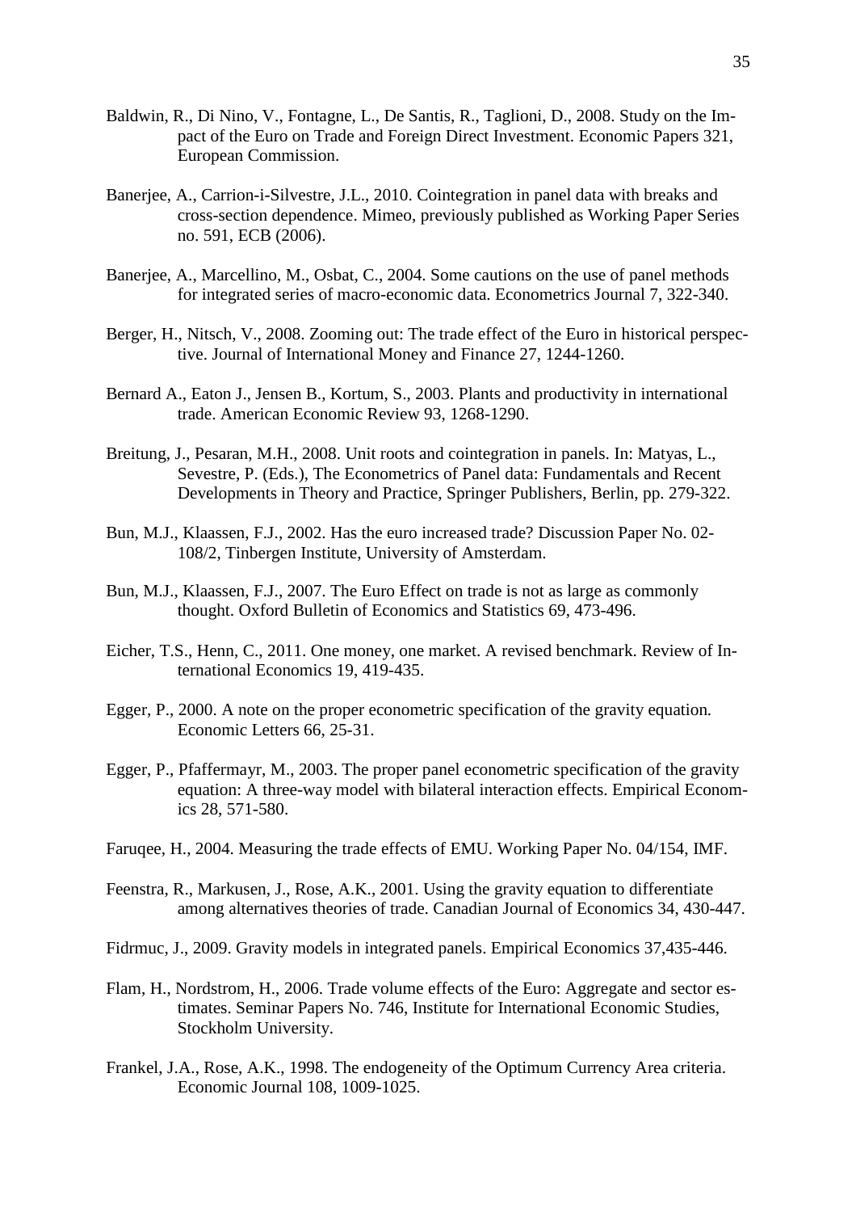Baldwin, R., Di Nino, V., Fontagne, L., De Santis, R., Taglioni, D., 2008. Study on the Impact of the Euro on Trade and Foreign Direct Investment. Economic Papers 321, European Commission.

Banerjee, A., Carrion-i-Silvestre, J.L., 2010. Cointegration in panel data with breaks and cross-section dependence. Mimeo, previously published as Working Paper Series no. 591, ECB (2006).

Banerjee, A., Marcellino, M., Osbat, C., 2004. Some cautions on the use of panel methods for integrated series of macro-economic data. Econometrics Journal 7, 322-340.

Berger, H., Nitsch, V., 2008. Zooming out: The trade effect of the Euro in historical perspective. Journal of International Money and Finance 27, 1244-1260.

Bernard A., Eaton J., Jensen B., Kortum, S., 2003. Plants and productivity in international trade. American Economic Review 93, 1268-1290.

Breitung, J., Pesaran, M.H., 2008. Unit roots and cointegration in panels. In: Matyas, L., Sevestre, P. (Eds.), The Econometrics of Panel data: Fundamentals and Recent Developments in Theory and Practice, Springer Publishers, Berlin, pp. 279-322.

Bun, M.J., Klaassen, F.J., 2002. Has the euro increased trade? Discussion Paper No. 02-108/2, Tinbergen Institute, University of Amsterdam.

Bun, M.J., Klaassen, F.J., 2007. The Euro Effect on trade is not as large as commonly thought. Oxford Bulletin of Economics and Statistics 69, 473-496.

Eicher, T.S., Henn, C., 2011. One money, one market. A revised benchmark. Review of International Economics 19, 419-435.

Egger, P., 2000. A note on the proper econometric specification of the gravity equation. Economic Letters 66, 25-31.

Egger, P., Pfaffermayr, M., 2003. The proper panel econometric specification of the gravity equation: A three-way model with bilateral interaction effects. Empirical Economics 28, 571-580.

Faruqee, H., 2004. Measuring the trade effects of EMU. Working Paper No. 04/154, IMF.

Feenstra, R., Markusen, J., Rose, A.K., 2001. Using the gravity equation to differentiate among alternatives theories of trade. Canadian Journal of Economics 34, 430-447.

Fidrmuc, J., 2009. Gravity models in integrated panels. Empirical Economics 37,435-446.

Flam, H., Nordstrom, H., 2006. Trade volume effects of the Euro: Aggregate and sector estimates. Seminar Papers No. 746, Institute for International Economic Studies, Stockholm University.

Frankel, J.A., Rose, A.K., 1998. The endogeneity of the Optimum Currency Area criteria. Economic Journal 108, 1009-1025.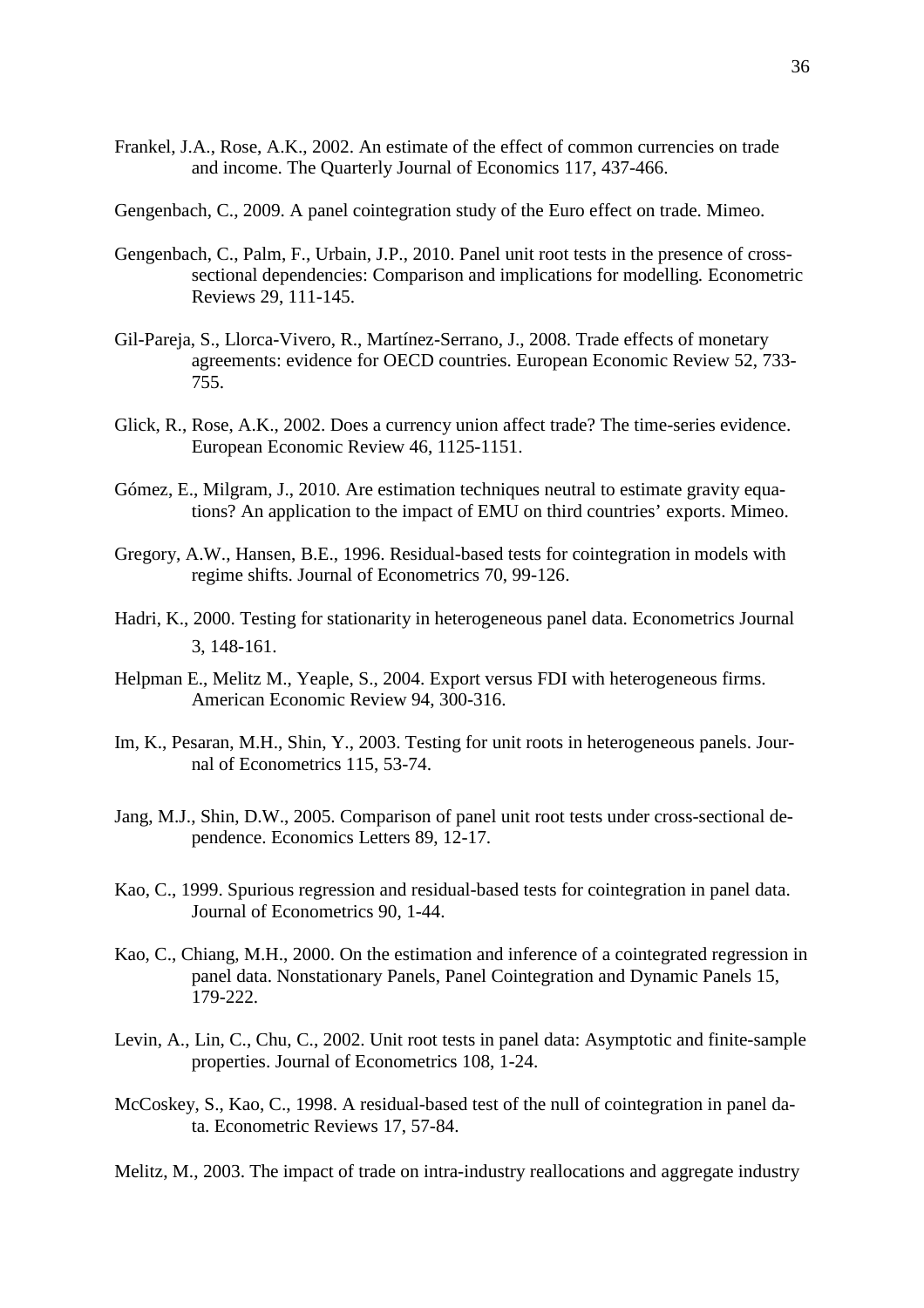Frankel, J.A., Rose, A.K., 2002. An estimate of the effect of common currencies on trade and income. The Quarterly Journal of Economics 117, 437-466.

Gengenbach, C., 2009. A panel cointegration study of the Euro effect on trade. Mimeo.

Gengenbach, C., Palm, F., Urbain, J.P., 2010. Panel unit root tests in the presence of cross-sectional dependencies: Comparison and implications for modelling. Econometric Reviews 29, 111-145.

Gil-Pareja, S., Llorca-Vivero, R., Martínez-Serrano, J., 2008. Trade effects of monetary agreements: evidence for OECD countries. European Economic Review 52, 733-755.

Glick, R., Rose, A.K., 2002. Does a currency union affect trade? The time-series evidence. European Economic Review 46, 1125-1151.

Gómez, E., Milgram, J., 2010. Are estimation techniques neutral to estimate gravity equations? An application to the impact of EMU on third countries' exports. Mimeo.

Gregory, A.W., Hansen, B.E., 1996. Residual-based tests for cointegration in models with regime shifts. Journal of Econometrics 70, 99-126.

Hadri, K., 2000. Testing for stationarity in heterogeneous panel data. Econometrics Journal 3, 148-161.

Helpman E., Melitz M., Yeaple, S., 2004. Export versus FDI with heterogeneous firms. American Economic Review 94, 300-316.

Im, K., Pesaran, M.H., Shin, Y., 2003. Testing for unit roots in heterogeneous panels. Journal of Econometrics 115, 53-74.

Jang, M.J., Shin, D.W., 2005. Comparison of panel unit root tests under cross-sectional dependence. Economics Letters 89, 12-17.

Kao, C., 1999. Spurious regression and residual-based tests for cointegration in panel data. Journal of Econometrics 90, 1-44.

Kao, C., Chiang, M.H., 2000. On the estimation and inference of a cointegrated regression in panel data. Nonstationary Panels, Panel Cointegration and Dynamic Panels 15, 179-222.

Levin, A., Lin, C., Chu, C., 2002. Unit root tests in panel data: Asymptotic and finite-sample properties. Journal of Econometrics 108, 1-24.

McCoskey, S., Kao, C., 1998. A residual-based test of the null of cointegration in panel data. Econometric Reviews 17, 57-84.

Melitz, M., 2003. The impact of trade on intra-industry reallocations and aggregate industry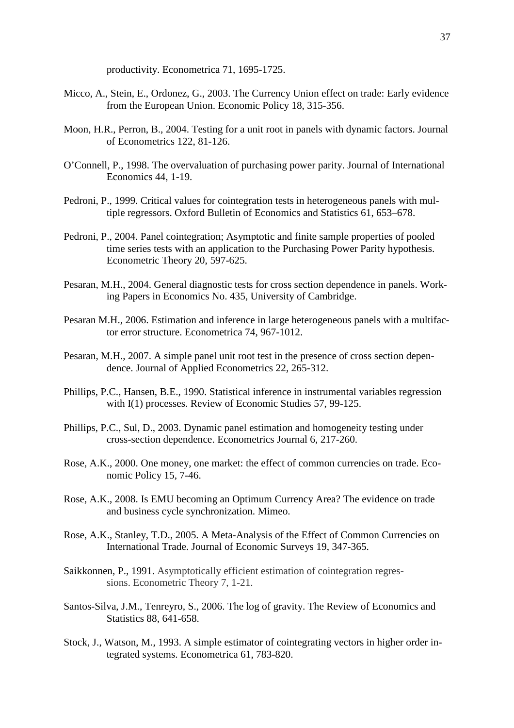productivity. Econometrica 71, 1695-1725.

Micco, A., Stein, E., Ordonez, G., 2003. The Currency Union effect on trade: Early evidence from the European Union. Economic Policy 18, 315-356.

Moon, H.R., Perron, B., 2004. Testing for a unit root in panels with dynamic factors. Journal of Econometrics 122, 81-126.

O'Connell, P., 1998. The overvaluation of purchasing power parity. Journal of International Economics 44, 1-19.

Pedroni, P., 1999. Critical values for cointegration tests in heterogeneous panels with multiple regressors. Oxford Bulletin of Economics and Statistics 61, 653–678.

Pedroni, P., 2004. Panel cointegration; Asymptotic and finite sample properties of pooled time series tests with an application to the Purchasing Power Parity hypothesis. Econometric Theory 20, 597-625.

Pesaran, M.H., 2004. General diagnostic tests for cross section dependence in panels. Working Papers in Economics No. 435, University of Cambridge.

Pesaran M.H., 2006. Estimation and inference in large heterogeneous panels with a multifactor error structure. Econometrica 74, 967-1012.

Pesaran, M.H., 2007. A simple panel unit root test in the presence of cross section dependence. Journal of Applied Econometrics 22, 265-312.

Phillips, P.C., Hansen, B.E., 1990. Statistical inference in instrumental variables regression with I(1) processes. Review of Economic Studies 57, 99-125.

Phillips, P.C., Sul, D., 2003. Dynamic panel estimation and homogeneity testing under cross-section dependence. Econometrics Journal 6, 217-260.

Rose, A.K., 2000. One money, one market: the effect of common currencies on trade. Economic Policy 15, 7-46.

Rose, A.K., 2008. Is EMU becoming an Optimum Currency Area? The evidence on trade and business cycle synchronization. Mimeo.

Rose, A.K., Stanley, T.D., 2005. A Meta-Analysis of the Effect of Common Currencies on International Trade. Journal of Economic Surveys 19, 347-365.

Saikkonen, P., 1991. Asymptotically efficient estimation of cointegration regressions. Econometric Theory 7, 1-21.

Santos-Silva, J.M., Tenreyro, S., 2006. The log of gravity. The Review of Economics and Statistics 88, 641-658.

Stock, J., Watson, M., 1993. A simple estimator of cointegrating vectors in higher order integrated systems. Econometrica 61, 783-820.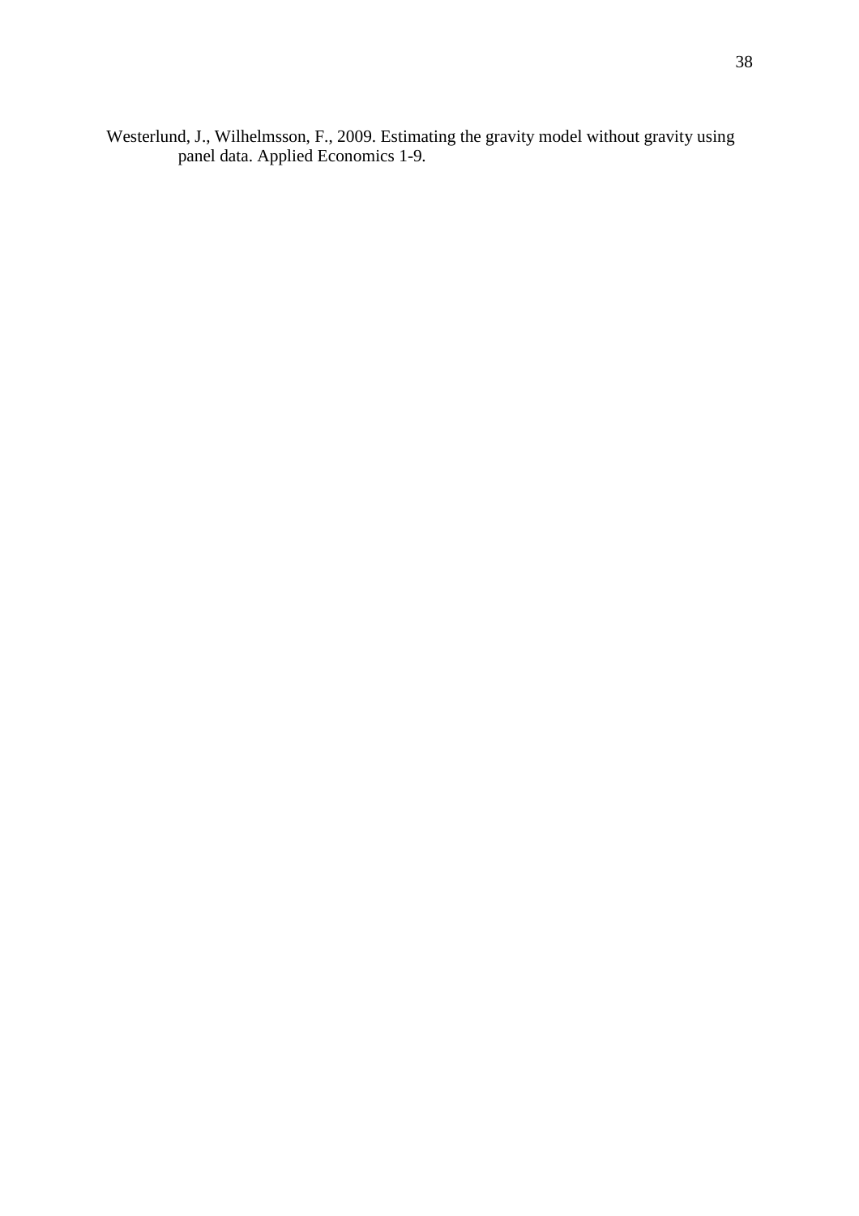Westerlund, J., Wilhelmsson, F., 2009. Estimating the gravity model without gravity using panel data. Applied Economics 1-9.